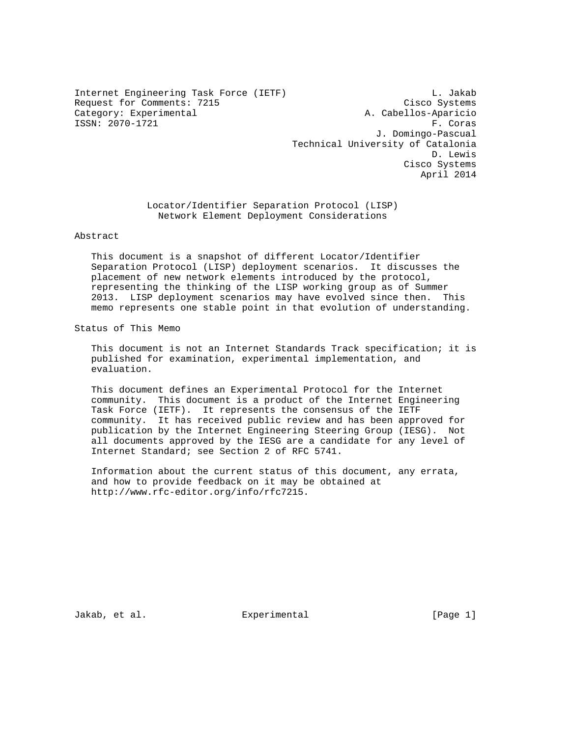Internet Engineering Task Force (IETF)  
Request for Comments: 7215  
Category: Experimental  
ISSN: 2070-1721

L. Jakab  
Cisco Systems  
A. Cabellos-Aparicio  
F. Coras  
J. Domingo-Pascual  
Technical University of Catalonia  
D. Lewis  
Cisco Systems  
April 2014

# Locator/Identifier Separation Protocol (LISP) Network Element Deployment Considerations

## Abstract

This document is a snapshot of different Locator/Identifier Separation Protocol (LISP) deployment scenarios. It discusses the placement of new network elements introduced by the protocol, representing the thinking of the LISP working group as of Summer 2013. LISP deployment scenarios may have evolved since then. This memo represents one stable point in that evolution of understanding.

## Status of This Memo

This document is not an Internet Standards Track specification; it is published for examination, experimental implementation, and evaluation.

This document defines an Experimental Protocol for the Internet community. This document is a product of the Internet Engineering Task Force (IETF). It represents the consensus of the IETF community. It has received public review and has been approved for publication by the Internet Engineering Steering Group (IESG). Not all documents approved by the IESG are a candidate for any level of Internet Standard; see Section 2 of RFC 5741.

Information about the current status of this document, any errata, and how to provide feedback on it may be obtained at http://www.rfc-editor.org/info/rfc7215.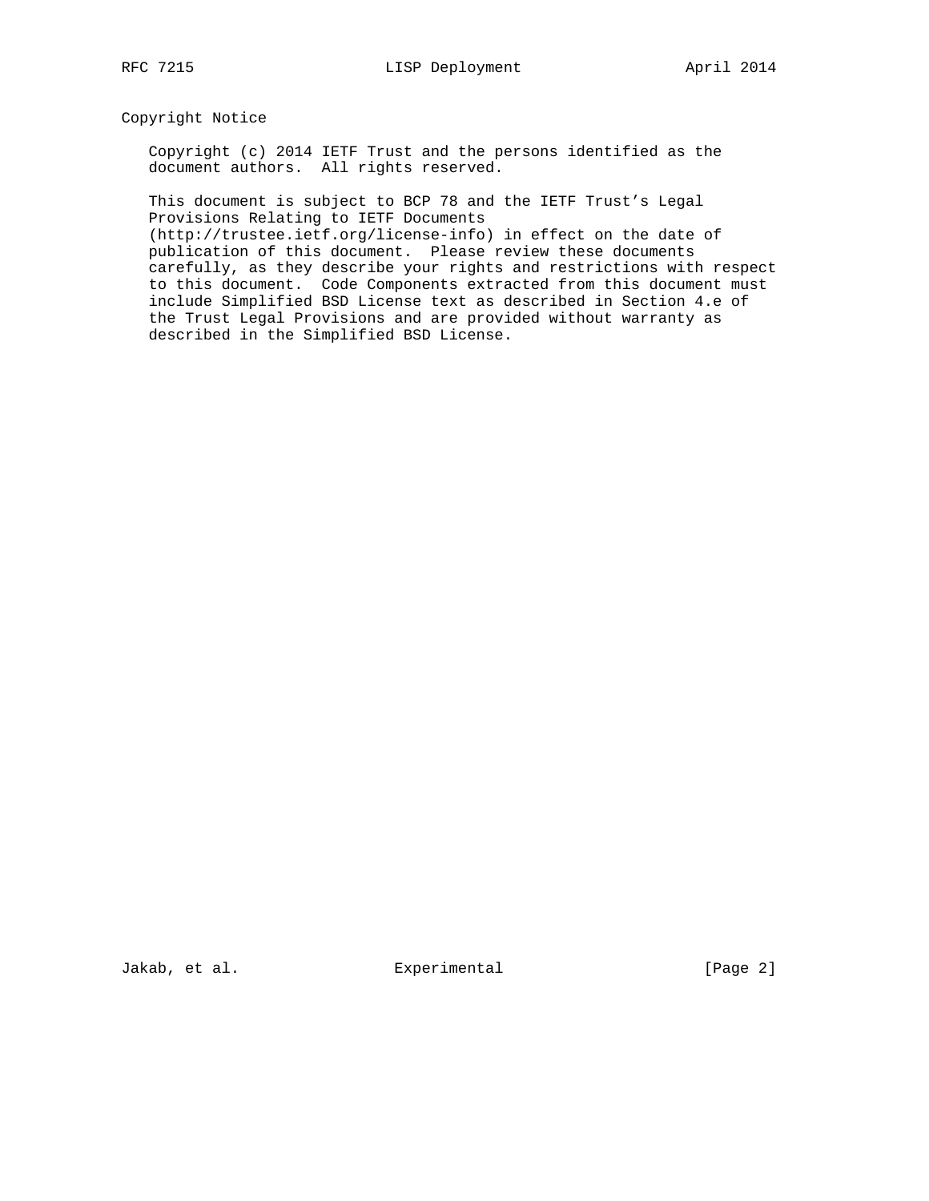## Copyright Notice

Copyright (c) 2014 IETF Trust and the persons identified as the document authors. All rights reserved.

This document is subject to BCP 78 and the IETF Trust's Legal Provisions Relating to IETF Documents (http://trustee.ietf.org/license-info) in effect on the date of publication of this document. Please review these documents carefully, as they describe your rights and restrictions with respect to this document. Code Components extracted from this document must include Simplified BSD License text as described in Section 4.e of the Trust Legal Provisions and are provided without warranty as described in the Simplified BSD License.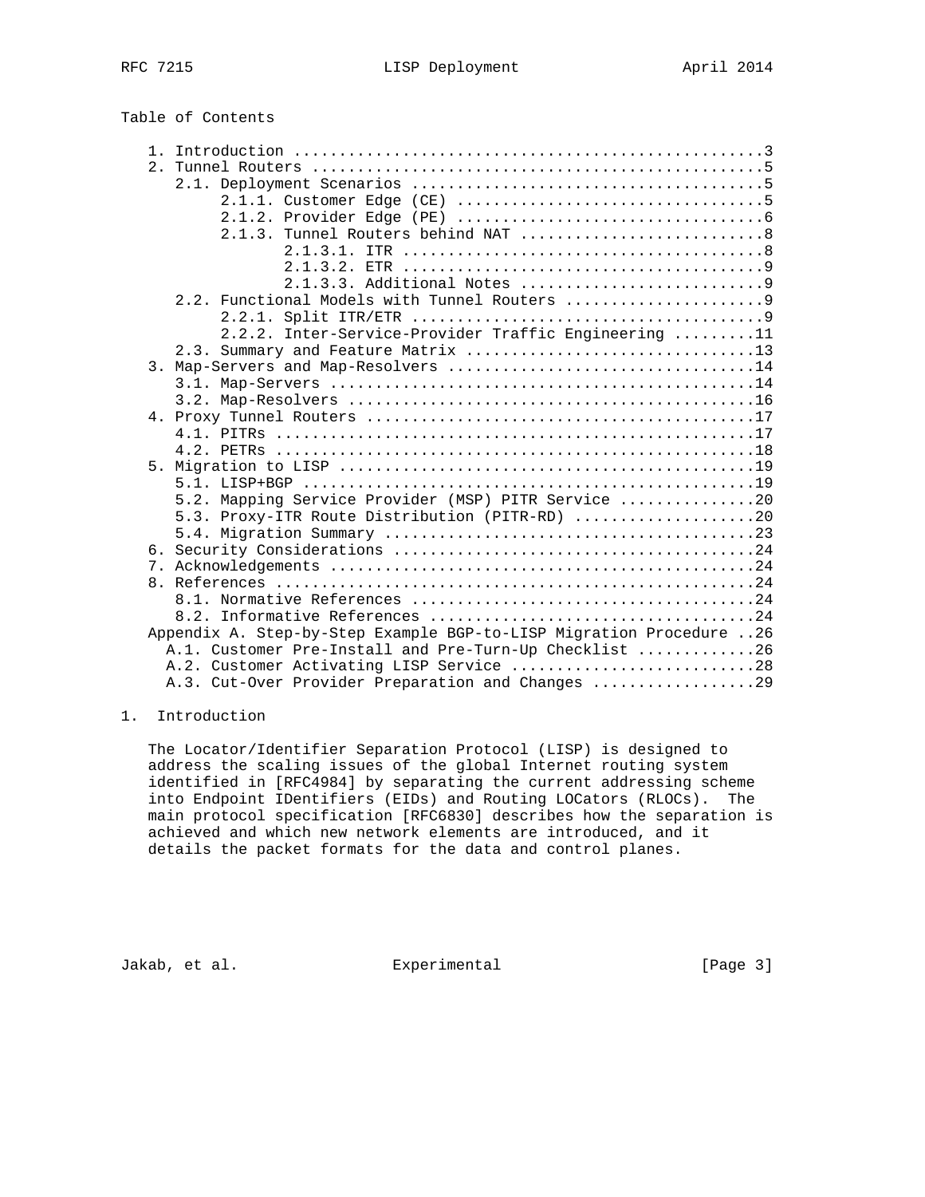Table of Contents

```
   1. Introduction ....................................................3
   2. Tunnel Routers ..................................................5
      2.1. Deployment Scenarios .......................................5
           2.1.1. Customer Edge (CE) ..................................5
           2.1.2. Provider Edge (PE) ..................................6
           2.1.3. Tunnel Routers behind NAT ...........................8
                  2.1.3.1. ITR ........................................8
                  2.1.3.2. ETR ........................................9
                  2.1.3.3. Additional Notes ...........................9
      2.2. Functional Models with Tunnel Routers ......................9
           2.2.1. Split ITR/ETR .......................................9
           2.2.2. Inter-Service-Provider Traffic Engineering .........11
      2.3. Summary and Feature Matrix ................................13
   3. Map-Servers and Map-Resolvers ..................................14
      3.1. Map-Servers ...............................................14
      3.2. Map-Resolvers .............................................16
   4. Proxy Tunnel Routers ...........................................17
      4.1. PITRs .....................................................17
      4.2. PETRs .....................................................18
   5. Migration to LISP ..............................................19
      5.1. LISP+BGP ..................................................19
      5.2. Mapping Service Provider (MSP) PITR Service ...............20
      5.3. Proxy-ITR Route Distribution (PITR-RD) ....................20
      5.4. Migration Summary .........................................23
   6. Security Considerations ........................................24
   7. Acknowledgements ...............................................24
   8. References .....................................................24
      8.1. Normative References ......................................24
      8.2. Informative References ....................................24
   Appendix A. Step-by-Step Example BGP-to-LISP Migration Procedure ..26
     A.1. Customer Pre-Install and Pre-Turn-Up Checklist .............26
     A.2. Customer Activating LISP Service ...........................28
     A.3. Cut-Over Provider Preparation and Changes ..................29
```

# 1. Introduction

The Locator/Identifier Separation Protocol (LISP) is designed to address the scaling issues of the global Internet routing system identified in [RFC4984] by separating the current addressing scheme into Endpoint IDentifiers (EIDs) and Routing LOCators (RLOCs). The main protocol specification [RFC6830] describes how the separation is achieved and which new network elements are introduced, and it details the packet formats for the data and control planes.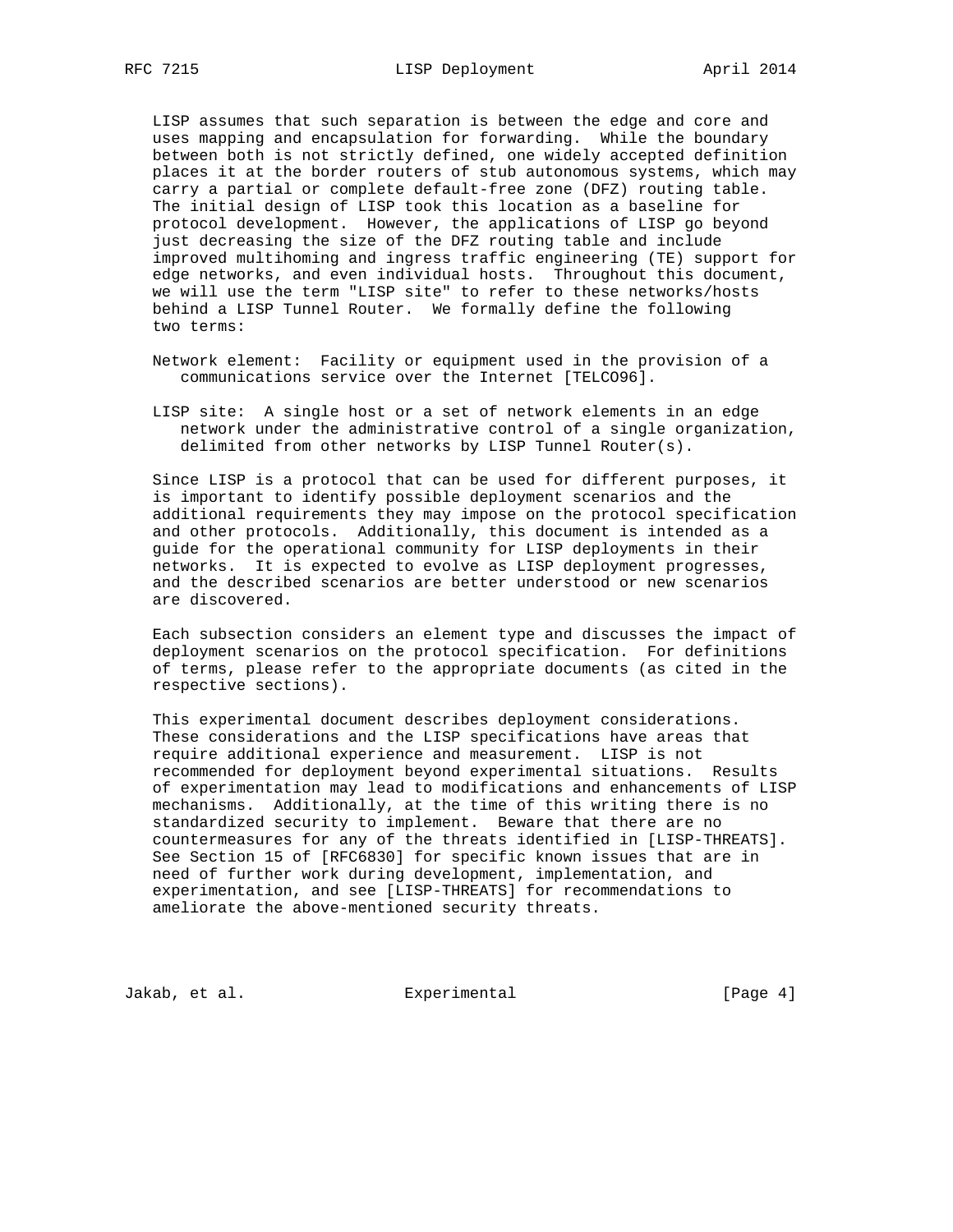LISP assumes that such separation is between the edge and core and uses mapping and encapsulation for forwarding. While the boundary between both is not strictly defined, one widely accepted definition places it at the border routers of stub autonomous systems, which may carry a partial or complete default-free zone (DFZ) routing table. The initial design of LISP took this location as a baseline for protocol development. However, the applications of LISP go beyond just decreasing the size of the DFZ routing table and include improved multihoming and ingress traffic engineering (TE) support for edge networks, and even individual hosts. Throughout this document, we will use the term "LISP site" to refer to these networks/hosts behind a LISP Tunnel Router. We formally define the following two terms:

Network element: Facility or equipment used in the provision of a communications service over the Internet [TELCO96].

LISP site: A single host or a set of network elements in an edge network under the administrative control of a single organization, delimited from other networks by LISP Tunnel Router(s).

Since LISP is a protocol that can be used for different purposes, it is important to identify possible deployment scenarios and the additional requirements they may impose on the protocol specification and other protocols. Additionally, this document is intended as a guide for the operational community for LISP deployments in their networks. It is expected to evolve as LISP deployment progresses, and the described scenarios are better understood or new scenarios are discovered.

Each subsection considers an element type and discusses the impact of deployment scenarios on the protocol specification. For definitions of terms, please refer to the appropriate documents (as cited in the respective sections).

This experimental document describes deployment considerations. These considerations and the LISP specifications have areas that require additional experience and measurement. LISP is not recommended for deployment beyond experimental situations. Results of experimentation may lead to modifications and enhancements of LISP mechanisms. Additionally, at the time of this writing there is no standardized security to implement. Beware that there are no countermeasures for any of the threats identified in [LISP-THREATS]. See Section 15 of [RFC6830] for specific known issues that are in need of further work during development, implementation, and experimentation, and see [LISP-THREATS] for recommendations to ameliorate the above-mentioned security threats.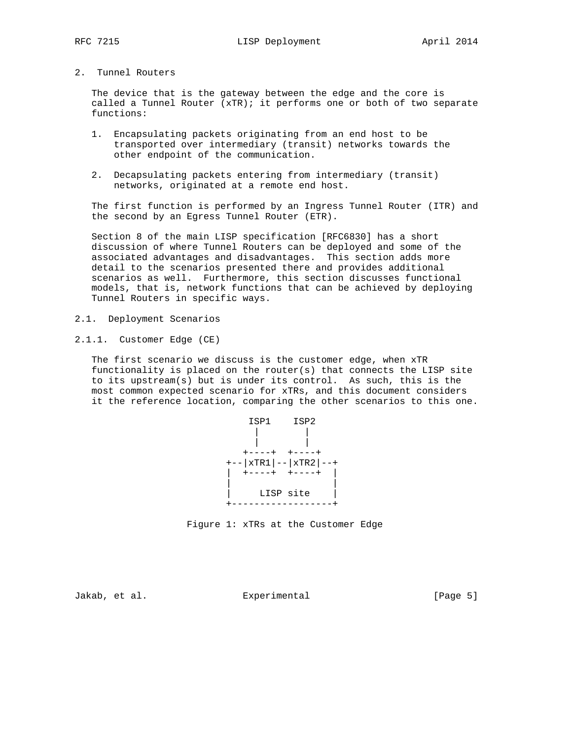## 2. Tunnel Routers

The device that is the gateway between the edge and the core is called a Tunnel Router (xTR); it performs one or both of two separate functions:

1. Encapsulating packets originating from an end host to be transported over intermediary (transit) networks towards the other endpoint of the communication.

2. Decapsulating packets entering from intermediary (transit) networks, originated at a remote end host.

The first function is performed by an Ingress Tunnel Router (ITR) and the second by an Egress Tunnel Router (ETR).

Section 8 of the main LISP specification [RFC6830] has a short discussion of where Tunnel Routers can be deployed and some of the associated advantages and disadvantages. This section adds more detail to the scenarios presented there and provides additional scenarios as well. Furthermore, this section discusses functional models, that is, network functions that can be achieved by deploying Tunnel Routers in specific ways.

### 2.1. Deployment Scenarios

#### 2.1.1. Customer Edge (CE)

The first scenario we discuss is the customer edge, when xTR functionality is placed on the router(s) that connects the LISP site to its upstream(s) but is under its control. As such, this is the most common expected scenario for xTRs, and this document considers it the reference location, comparing the other scenarios to this one.

```
       ISP1    ISP2
         |       |
         |       |
       +----+  +----+
    +--|xTR1|--|xTR2|--+
    |  +----+  +----+  |
    |                  |
    |     LISP site    |
    +------------------+
```

Figure 1: xTRs at the Customer Edge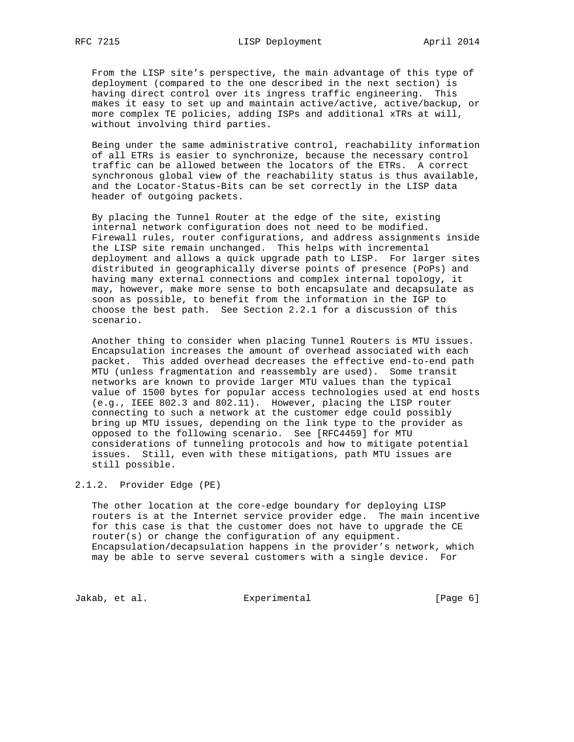From the LISP site's perspective, the main advantage of this type of deployment (compared to the one described in the next section) is having direct control over its ingress traffic engineering. This makes it easy to set up and maintain active/active, active/backup, or more complex TE policies, adding ISPs and additional xTRs at will, without involving third parties.

Being under the same administrative control, reachability information of all ETRs is easier to synchronize, because the necessary control traffic can be allowed between the locators of the ETRs. A correct synchronous global view of the reachability status is thus available, and the Locator-Status-Bits can be set correctly in the LISP data header of outgoing packets.

By placing the Tunnel Router at the edge of the site, existing internal network configuration does not need to be modified. Firewall rules, router configurations, and address assignments inside the LISP site remain unchanged. This helps with incremental deployment and allows a quick upgrade path to LISP. For larger sites distributed in geographically diverse points of presence (PoPs) and having many external connections and complex internal topology, it may, however, make more sense to both encapsulate and decapsulate as soon as possible, to benefit from the information in the IGP to choose the best path. See Section 2.2.1 for a discussion of this scenario.

Another thing to consider when placing Tunnel Routers is MTU issues. Encapsulation increases the amount of overhead associated with each packet. This added overhead decreases the effective end-to-end path MTU (unless fragmentation and reassembly are used). Some transit networks are known to provide larger MTU values than the typical value of 1500 bytes for popular access technologies used at end hosts (e.g., IEEE 802.3 and 802.11). However, placing the LISP router connecting to such a network at the customer edge could possibly bring up MTU issues, depending on the link type to the provider as opposed to the following scenario. See [RFC4459] for MTU considerations of tunneling protocols and how to mitigate potential issues. Still, even with these mitigations, path MTU issues are still possible.

### 2.1.2. Provider Edge (PE)

The other location at the core-edge boundary for deploying LISP routers is at the Internet service provider edge. The main incentive for this case is that the customer does not have to upgrade the CE router(s) or change the configuration of any equipment. Encapsulation/decapsulation happens in the provider's network, which may be able to serve several customers with a single device. For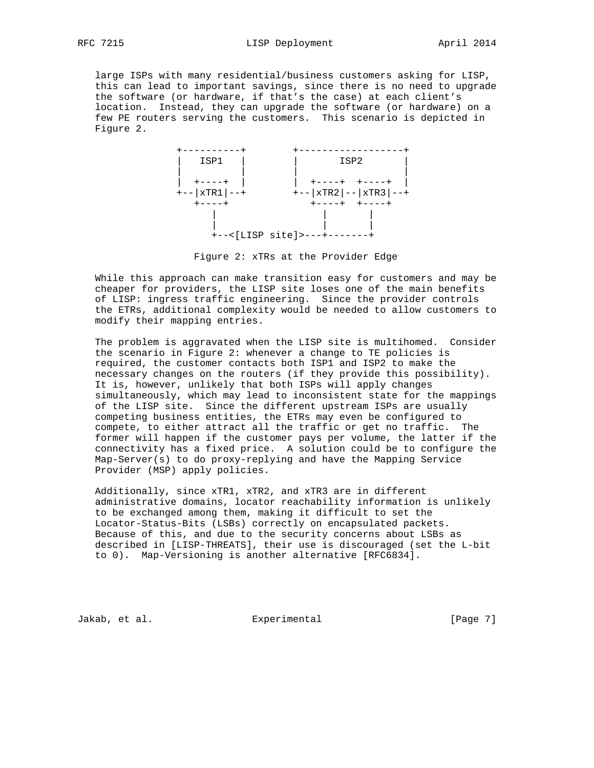large ISPs with many residential/business customers asking for LISP, this can lead to important savings, since there is no need to upgrade the software (or hardware, if that's the case) at each client's location. Instead, they can upgrade the software (or hardware) on a few PE routers serving the customers. This scenario is depicted in Figure 2.

```
            +----------+        +------------------+
            |   ISP1   |        |       ISP2       |
            |          |        |                  |
            |  +----+  |        |  +----+  +----+  |
            +--|xTR1|--+        +--|xTR2|--|xTR3|--+
               +----+              +----+  +----+
                 |                   |       |
                 |                   |       |
                 +--<[LISP site]>---+-------+
```

Figure 2: xTRs at the Provider Edge

While this approach can make transition easy for customers and may be cheaper for providers, the LISP site loses one of the main benefits of LISP: ingress traffic engineering. Since the provider controls the ETRs, additional complexity would be needed to allow customers to modify their mapping entries.

The problem is aggravated when the LISP site is multihomed. Consider the scenario in Figure 2: whenever a change to TE policies is required, the customer contacts both ISP1 and ISP2 to make the necessary changes on the routers (if they provide this possibility). It is, however, unlikely that both ISPs will apply changes simultaneously, which may lead to inconsistent state for the mappings of the LISP site. Since the different upstream ISPs are usually competing business entities, the ETRs may even be configured to compete, to either attract all the traffic or get no traffic. The former will happen if the customer pays per volume, the latter if the connectivity has a fixed price. A solution could be to configure the Map-Server(s) to do proxy-replying and have the Mapping Service Provider (MSP) apply policies.

Additionally, since xTR1, xTR2, and xTR3 are in different administrative domains, locator reachability information is unlikely to be exchanged among them, making it difficult to set the Locator-Status-Bits (LSBs) correctly on encapsulated packets. Because of this, and due to the security concerns about LSBs as described in [LISP-THREATS], their use is discouraged (set the L-bit to 0). Map-Versioning is another alternative [RFC6834].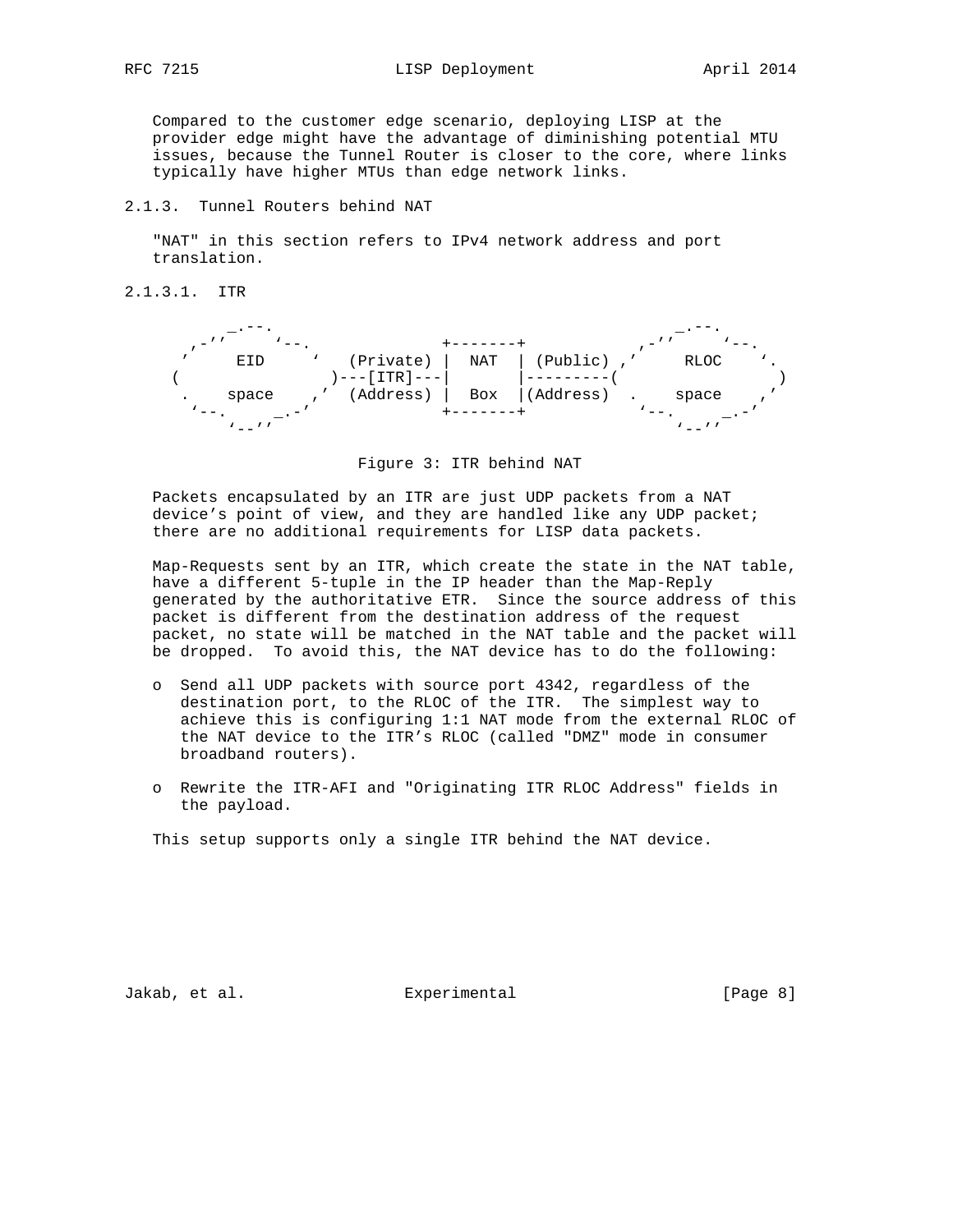Compared to the customer edge scenario, deploying LISP at the provider edge might have the advantage of diminishing potential MTU issues, because the Tunnel Router is closer to the core, where links typically have higher MTUs than edge network links.

### 2.1.3. Tunnel Routers behind NAT

"NAT" in this section refers to IPv4 network address and port translation.

#### 2.1.3.1. ITR

```
          _.--.                                           _.--.
      ,-''     `--.                +-------+          ,-''     `--.
     '     EID     `   (Private) |  NAT  | (Public) ,'     RLOC    `.
    (               )---[ITR]---|       |---------(                )
     .    space    ,'  (Address) |  Box  |(Address)  .    space    ,'
      `--.     _.-'                +-------+          `--.     _.-'
          `--''                                           `--''
```

Figure 3: ITR behind NAT

Packets encapsulated by an ITR are just UDP packets from a NAT device's point of view, and they are handled like any UDP packet; there are no additional requirements for LISP data packets.

Map-Requests sent by an ITR, which create the state in the NAT table, have a different 5-tuple in the IP header than the Map-Reply generated by the authoritative ETR. Since the source address of this packet is different from the destination address of the request packet, no state will be matched in the NAT table and the packet will be dropped. To avoid this, the NAT device has to do the following:

- Send all UDP packets with source port 4342, regardless of the destination port, to the RLOC of the ITR. The simplest way to achieve this is configuring 1:1 NAT mode from the external RLOC of the NAT device to the ITR's RLOC (called "DMZ" mode in consumer broadband routers).

- Rewrite the ITR-AFI and "Originating ITR RLOC Address" fields in the payload.

This setup supports only a single ITR behind the NAT device.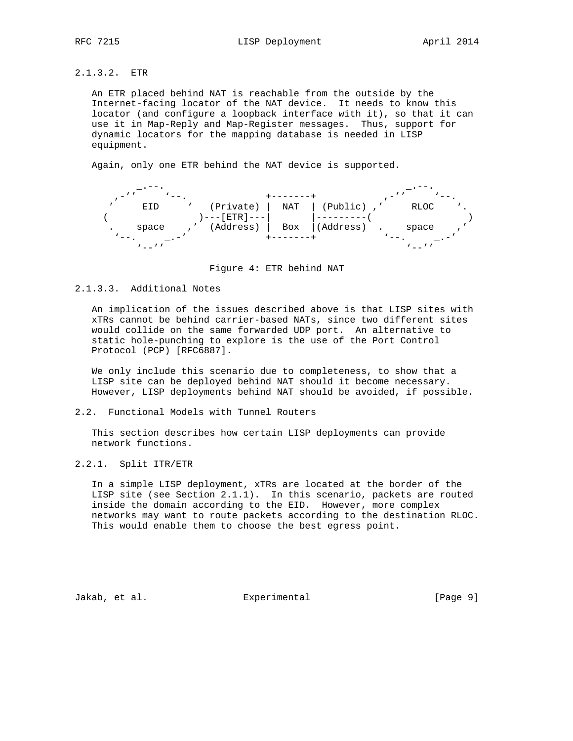#### 2.1.3.2. ETR

An ETR placed behind NAT is reachable from the outside by the Internet-facing locator of the NAT device. It needs to know this locator (and configure a loopback interface with it), so that it can use it in Map-Reply and Map-Register messages. Thus, support for dynamic locators for the mapping database is needed in LISP equipment.

Again, only one ETR behind the NAT device is supported.

```
       _.--.                                           _.--.
     ,-''     `--.             +-------+             ,-''     `--.
    '     EID     '   (Private) |  NAT  | (Public) ,'     RLOC    `.
   (               )---[ETR]---|       |---------(                 )
    .    space    ,'  (Address) |  Box  |(Address)  .    space    ,'
     `--.     _.-'              +-------+            `--.     _.-'
         `--''                                           `--''
```

Figure 4: ETR behind NAT

#### 2.1.3.3. Additional Notes

An implication of the issues described above is that LISP sites with xTRs cannot be behind carrier-based NATs, since two different sites would collide on the same forwarded UDP port. An alternative to static hole-punching to explore is the use of the Port Control Protocol (PCP) [RFC6887].

We only include this scenario due to completeness, to show that a LISP site can be deployed behind NAT should it become necessary. However, LISP deployments behind NAT should be avoided, if possible.

## 2.2. Functional Models with Tunnel Routers

This section describes how certain LISP deployments can provide network functions.

### 2.2.1. Split ITR/ETR

In a simple LISP deployment, xTRs are located at the border of the LISP site (see Section 2.1.1). In this scenario, packets are routed inside the domain according to the EID. However, more complex networks may want to route packets according to the destination RLOC. This would enable them to choose the best egress point.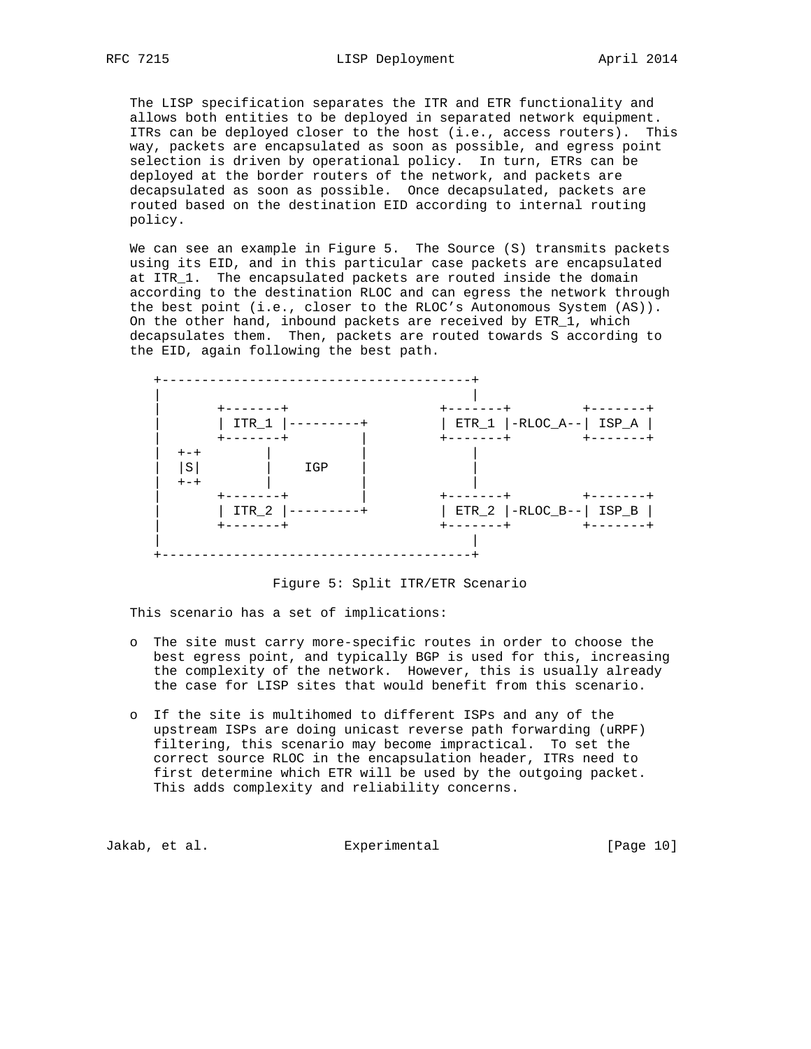The LISP specification separates the ITR and ETR functionality and allows both entities to be deployed in separated network equipment. ITRs can be deployed closer to the host (i.e., access routers). This way, packets are encapsulated as soon as possible, and egress point selection is driven by operational policy. In turn, ETRs can be deployed at the border routers of the network, and packets are decapsulated as soon as possible. Once decapsulated, packets are routed based on the destination EID according to internal routing policy.

We can see an example in Figure 5. The Source (S) transmits packets using its EID, and in this particular case packets are encapsulated at ITR_1. The encapsulated packets are routed inside the domain according to the destination RLOC and can egress the network through the best point (i.e., closer to the RLOC's Autonomous System (AS)). On the other hand, inbound packets are received by ETR_1, which decapsulates them. Then, packets are routed towards S according to the EID, again following the best path.

```
+---------------------------------------+
|                                       |
|       +-------+               +-------+         +-------+
|       | ITR_1 |---------+     | ETR_1 |-RLOC_A--| ISP_A |
|       +-------+         |     +-------+         +-------+
|  +-+     |              |         |
|  |S|     |     IGP      |         |
|  +-+     |              |         |
|       +-------+         |     +-------+         +-------+
|       | ITR_2 |---------+     | ETR_2 |-RLOC_B--| ISP_B |
|       +-------+               +-------+         +-------+
|                                       |
+---------------------------------------+
```

Figure 5: Split ITR/ETR Scenario

This scenario has a set of implications:

- The site must carry more-specific routes in order to choose the best egress point, and typically BGP is used for this, increasing the complexity of the network. However, this is usually already the case for LISP sites that would benefit from this scenario.
- If the site is multihomed to different ISPs and any of the upstream ISPs are doing unicast reverse path forwarding (uRPF) filtering, this scenario may become impractical. To set the correct source RLOC in the encapsulation header, ITRs need to first determine which ETR will be used by the outgoing packet. This adds complexity and reliability concerns.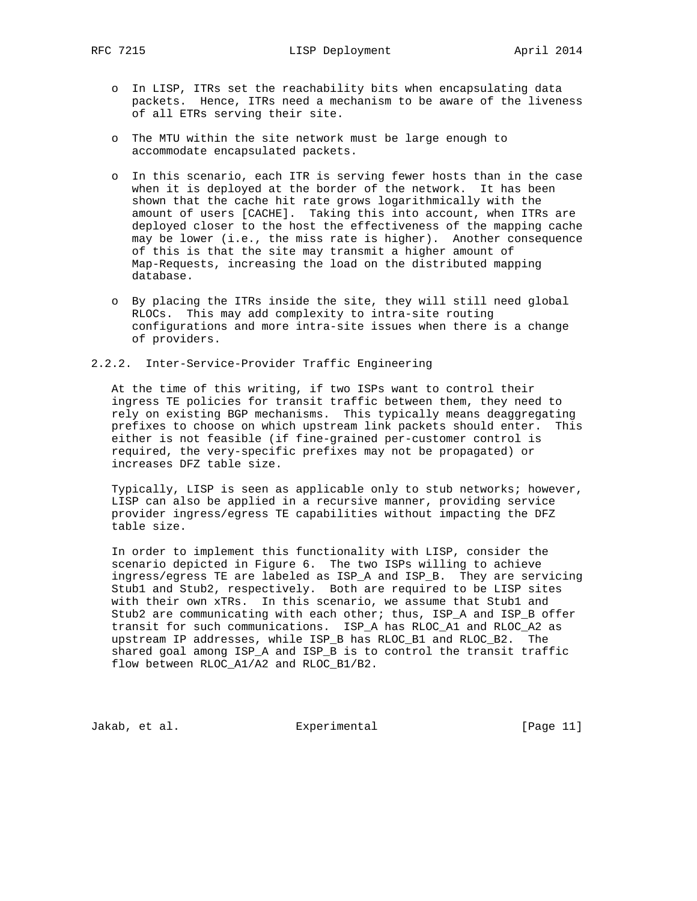- In LISP, ITRs set the reachability bits when encapsulating data packets. Hence, ITRs need a mechanism to be aware of the liveness of all ETRs serving their site.

- The MTU within the site network must be large enough to accommodate encapsulated packets.

- In this scenario, each ITR is serving fewer hosts than in the case when it is deployed at the border of the network. It has been shown that the cache hit rate grows logarithmically with the amount of users [CACHE]. Taking this into account, when ITRs are deployed closer to the host the effectiveness of the mapping cache may be lower (i.e., the miss rate is higher). Another consequence of this is that the site may transmit a higher amount of Map-Requests, increasing the load on the distributed mapping database.

- By placing the ITRs inside the site, they will still need global RLOCs. This may add complexity to intra-site routing configurations and more intra-site issues when there is a change of providers.

### 2.2.2. Inter-Service-Provider Traffic Engineering

At the time of this writing, if two ISPs want to control their ingress TE policies for transit traffic between them, they need to rely on existing BGP mechanisms. This typically means deaggregating prefixes to choose on which upstream link packets should enter. This either is not feasible (if fine-grained per-customer control is required, the very-specific prefixes may not be propagated) or increases DFZ table size.

Typically, LISP is seen as applicable only to stub networks; however, LISP can also be applied in a recursive manner, providing service provider ingress/egress TE capabilities without impacting the DFZ table size.

In order to implement this functionality with LISP, consider the scenario depicted in Figure 6. The two ISPs willing to achieve ingress/egress TE are labeled as ISP_A and ISP_B. They are servicing Stub1 and Stub2, respectively. Both are required to be LISP sites with their own xTRs. In this scenario, we assume that Stub1 and Stub2 are communicating with each other; thus, ISP_A and ISP_B offer transit for such communications. ISP_A has RLOC_A1 and RLOC_A2 as upstream IP addresses, while ISP_B has RLOC_B1 and RLOC_B2. The shared goal among ISP_A and ISP_B is to control the transit traffic flow between RLOC_A1/A2 and RLOC_B1/B2.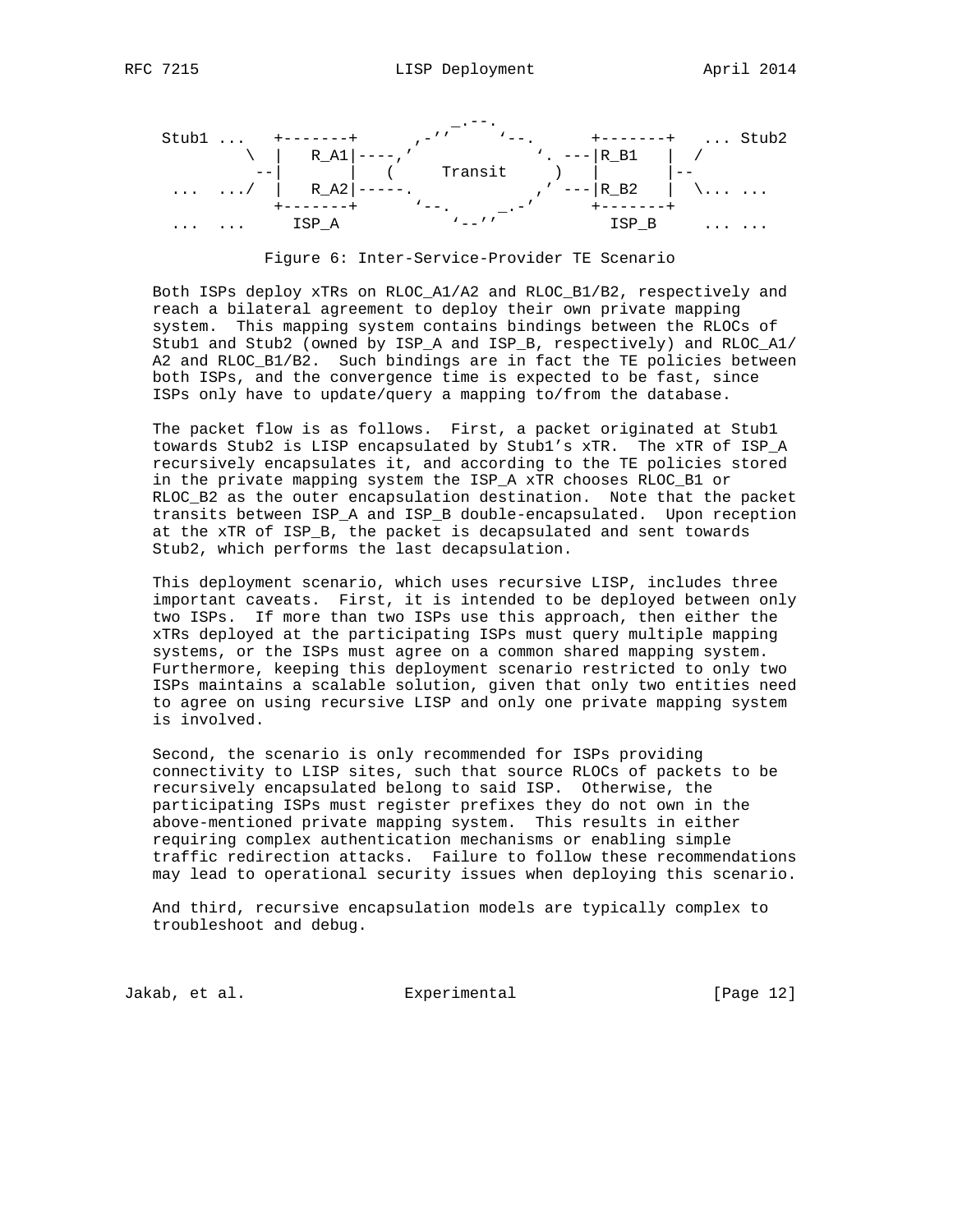```
                                       _.--.
    Stub1 ...   +-------+      ,-''     '--.      +-------+   ... Stub2
            \  |   R_A1|----,'              '. ---|R_B1   |  /
             --|       |   (     Transit     )   |       |--
     ...  .../  |   R_A2|-----.             ,' ---|R_B2   |  \... ...
                +-------+      '--.     _.-'      +-------+
     ...  ...     ISP_A           '--''            ISP_B     ... ...
```

Figure 6: Inter-Service-Provider TE Scenario

Both ISPs deploy xTRs on RLOC_A1/A2 and RLOC_B1/B2, respectively and reach a bilateral agreement to deploy their own private mapping system. This mapping system contains bindings between the RLOCs of Stub1 and Stub2 (owned by ISP_A and ISP_B, respectively) and RLOC_A1/A2 and RLOC_B1/B2. Such bindings are in fact the TE policies between both ISPs, and the convergence time is expected to be fast, since ISPs only have to update/query a mapping to/from the database.

The packet flow is as follows. First, a packet originated at Stub1 towards Stub2 is LISP encapsulated by Stub1's xTR. The xTR of ISP_A recursively encapsulates it, and according to the TE policies stored in the private mapping system the ISP_A xTR chooses RLOC_B1 or RLOC_B2 as the outer encapsulation destination. Note that the packet transits between ISP_A and ISP_B double-encapsulated. Upon reception at the xTR of ISP_B, the packet is decapsulated and sent towards Stub2, which performs the last decapsulation.

This deployment scenario, which uses recursive LISP, includes three important caveats. First, it is intended to be deployed between only two ISPs. If more than two ISPs use this approach, then either the xTRs deployed at the participating ISPs must query multiple mapping systems, or the ISPs must agree on a common shared mapping system. Furthermore, keeping this deployment scenario restricted to only two ISPs maintains a scalable solution, given that only two entities need to agree on using recursive LISP and only one private mapping system is involved.

Second, the scenario is only recommended for ISPs providing connectivity to LISP sites, such that source RLOCs of packets to be recursively encapsulated belong to said ISP. Otherwise, the participating ISPs must register prefixes they do not own in the above-mentioned private mapping system. This results in either requiring complex authentication mechanisms or enabling simple traffic redirection attacks. Failure to follow these recommendations may lead to operational security issues when deploying this scenario.

And third, recursive encapsulation models are typically complex to troubleshoot and debug.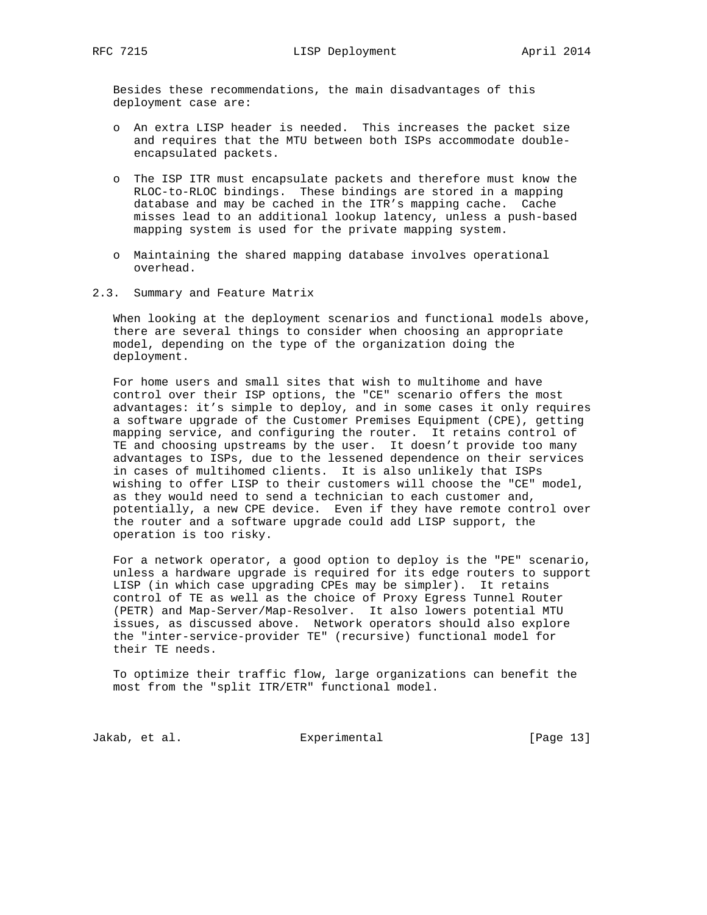Besides these recommendations, the main disadvantages of this deployment case are:

- An extra LISP header is needed. This increases the packet size and requires that the MTU between both ISPs accommodate double-encapsulated packets.
- The ISP ITR must encapsulate packets and therefore must know the RLOC-to-RLOC bindings. These bindings are stored in a mapping database and may be cached in the ITR's mapping cache. Cache misses lead to an additional lookup latency, unless a push-based mapping system is used for the private mapping system.
- Maintaining the shared mapping database involves operational overhead.

## 2.3. Summary and Feature Matrix

When looking at the deployment scenarios and functional models above, there are several things to consider when choosing an appropriate model, depending on the type of the organization doing the deployment.

For home users and small sites that wish to multihome and have control over their ISP options, the "CE" scenario offers the most advantages: it's simple to deploy, and in some cases it only requires a software upgrade of the Customer Premises Equipment (CPE), getting mapping service, and configuring the router. It retains control of TE and choosing upstreams by the user. It doesn't provide too many advantages to ISPs, due to the lessened dependence on their services in cases of multihomed clients. It is also unlikely that ISPs wishing to offer LISP to their customers will choose the "CE" model, as they would need to send a technician to each customer and, potentially, a new CPE device. Even if they have remote control over the router and a software upgrade could add LISP support, the operation is too risky.

For a network operator, a good option to deploy is the "PE" scenario, unless a hardware upgrade is required for its edge routers to support LISP (in which case upgrading CPEs may be simpler). It retains control of TE as well as the choice of Proxy Egress Tunnel Router (PETR) and Map-Server/Map-Resolver. It also lowers potential MTU issues, as discussed above. Network operators should also explore the "inter-service-provider TE" (recursive) functional model for their TE needs.

To optimize their traffic flow, large organizations can benefit the most from the "split ITR/ETR" functional model.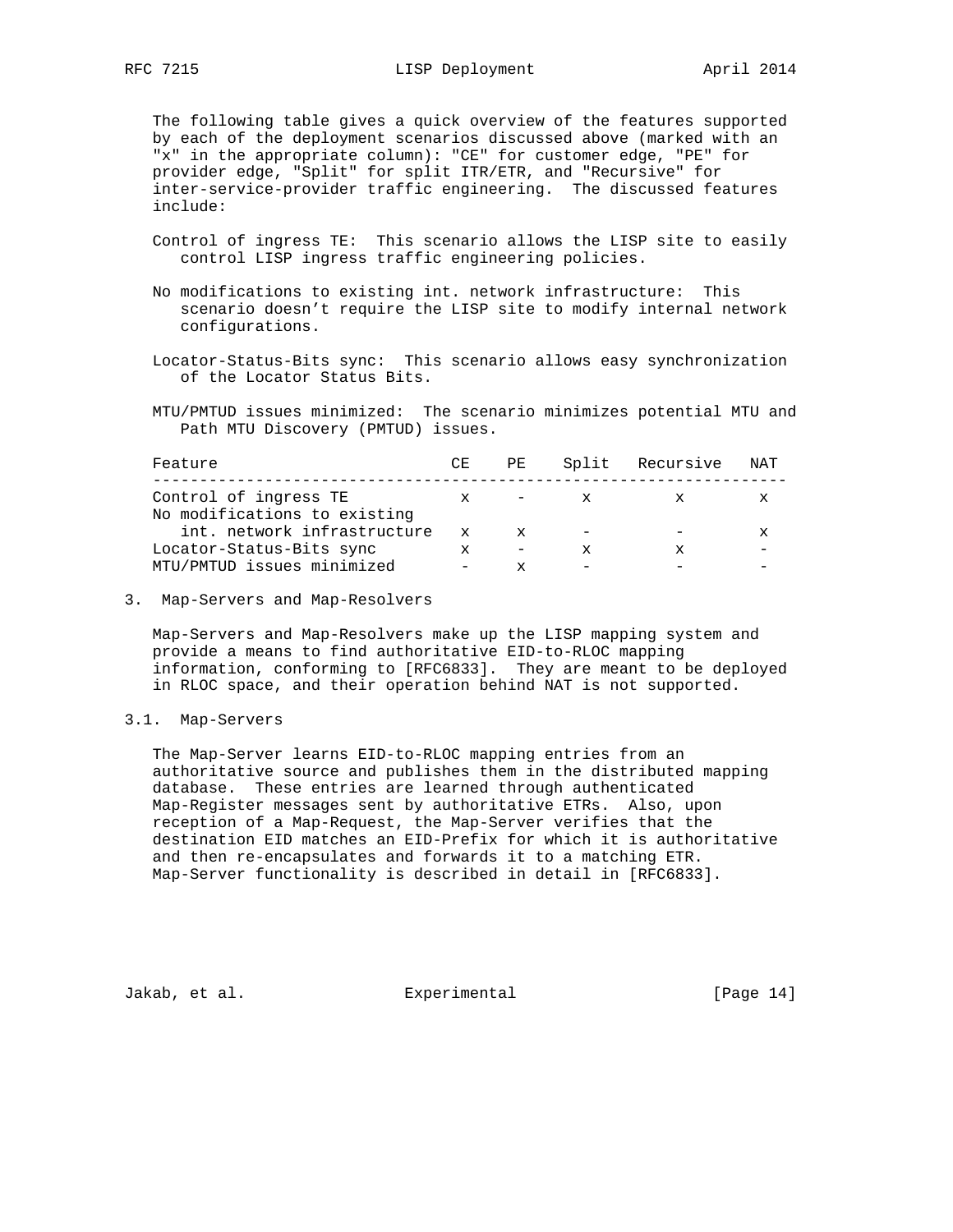The following table gives a quick overview of the features supported by each of the deployment scenarios discussed above (marked with an "x" in the appropriate column): "CE" for customer edge, "PE" for provider edge, "Split" for split ITR/ETR, and "Recursive" for inter-service-provider traffic engineering. The discussed features include:

Control of ingress TE: This scenario allows the LISP site to easily control LISP ingress traffic engineering policies.

No modifications to existing int. network infrastructure: This scenario doesn't require the LISP site to modify internal network configurations.

Locator-Status-Bits sync: This scenario allows easy synchronization of the Locator Status Bits.

MTU/PMTUD issues minimized: The scenario minimizes potential MTU and Path MTU Discovery (PMTUD) issues.

| Feature | CE | PE | Split | Recursive | NAT |
|---|---|---|---|---|---|
| Control of ingress TE | x | - | x | x | x |
| No modifications to existing int. network infrastructure | x | x | - | - | x |
| Locator-Status-Bits sync | x | - | x | x | - |
| MTU/PMTUD issues minimized | - | x | - | - | - |

## 3. Map-Servers and Map-Resolvers

Map-Servers and Map-Resolvers make up the LISP mapping system and provide a means to find authoritative EID-to-RLOC mapping information, conforming to [RFC6833]. They are meant to be deployed in RLOC space, and their operation behind NAT is not supported.

### 3.1. Map-Servers

The Map-Server learns EID-to-RLOC mapping entries from an authoritative source and publishes them in the distributed mapping database. These entries are learned through authenticated Map-Register messages sent by authoritative ETRs. Also, upon reception of a Map-Request, the Map-Server verifies that the destination EID matches an EID-Prefix for which it is authoritative and then re-encapsulates and forwards it to a matching ETR. Map-Server functionality is described in detail in [RFC6833].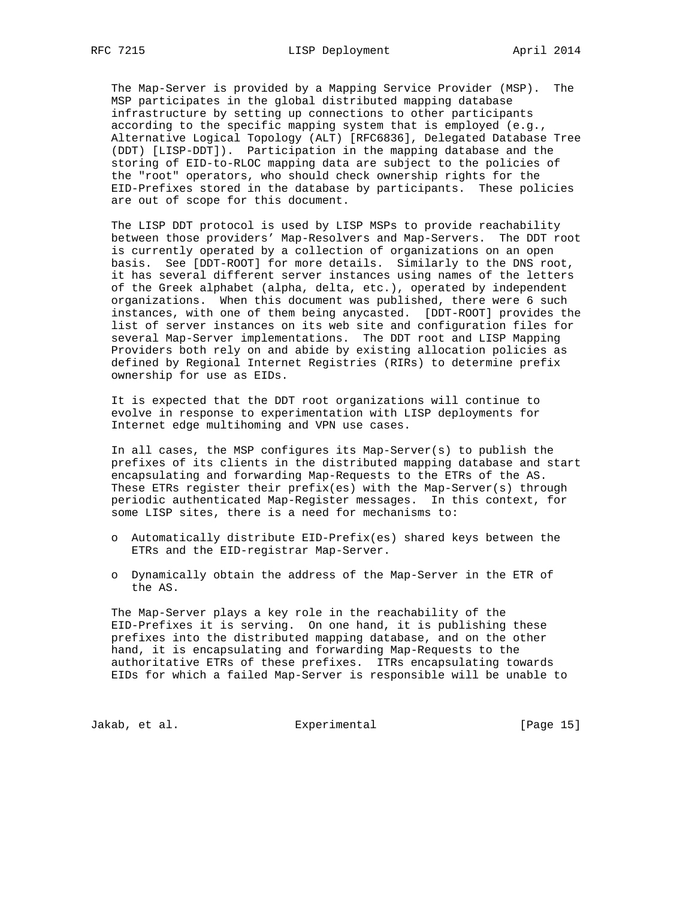The Map-Server is provided by a Mapping Service Provider (MSP). The MSP participates in the global distributed mapping database infrastructure by setting up connections to other participants according to the specific mapping system that is employed (e.g., Alternative Logical Topology (ALT) [RFC6836], Delegated Database Tree (DDT) [LISP-DDT]). Participation in the mapping database and the storing of EID-to-RLOC mapping data are subject to the policies of the "root" operators, who should check ownership rights for the EID-Prefixes stored in the database by participants. These policies are out of scope for this document.

The LISP DDT protocol is used by LISP MSPs to provide reachability between those providers' Map-Resolvers and Map-Servers. The DDT root is currently operated by a collection of organizations on an open basis. See [DDT-ROOT] for more details. Similarly to the DNS root, it has several different server instances using names of the letters of the Greek alphabet (alpha, delta, etc.), operated by independent organizations. When this document was published, there were 6 such instances, with one of them being anycasted. [DDT-ROOT] provides the list of server instances on its web site and configuration files for several Map-Server implementations. The DDT root and LISP Mapping Providers both rely on and abide by existing allocation policies as defined by Regional Internet Registries (RIRs) to determine prefix ownership for use as EIDs.

It is expected that the DDT root organizations will continue to evolve in response to experimentation with LISP deployments for Internet edge multihoming and VPN use cases.

In all cases, the MSP configures its Map-Server(s) to publish the prefixes of its clients in the distributed mapping database and start encapsulating and forwarding Map-Requests to the ETRs of the AS. These ETRs register their prefix(es) with the Map-Server(s) through periodic authenticated Map-Register messages. In this context, for some LISP sites, there is a need for mechanisms to:

- Automatically distribute EID-Prefix(es) shared keys between the ETRs and the EID-registrar Map-Server.
- Dynamically obtain the address of the Map-Server in the ETR of the AS.

The Map-Server plays a key role in the reachability of the EID-Prefixes it is serving. On one hand, it is publishing these prefixes into the distributed mapping database, and on the other hand, it is encapsulating and forwarding Map-Requests to the authoritative ETRs of these prefixes. ITRs encapsulating towards EIDs for which a failed Map-Server is responsible will be unable to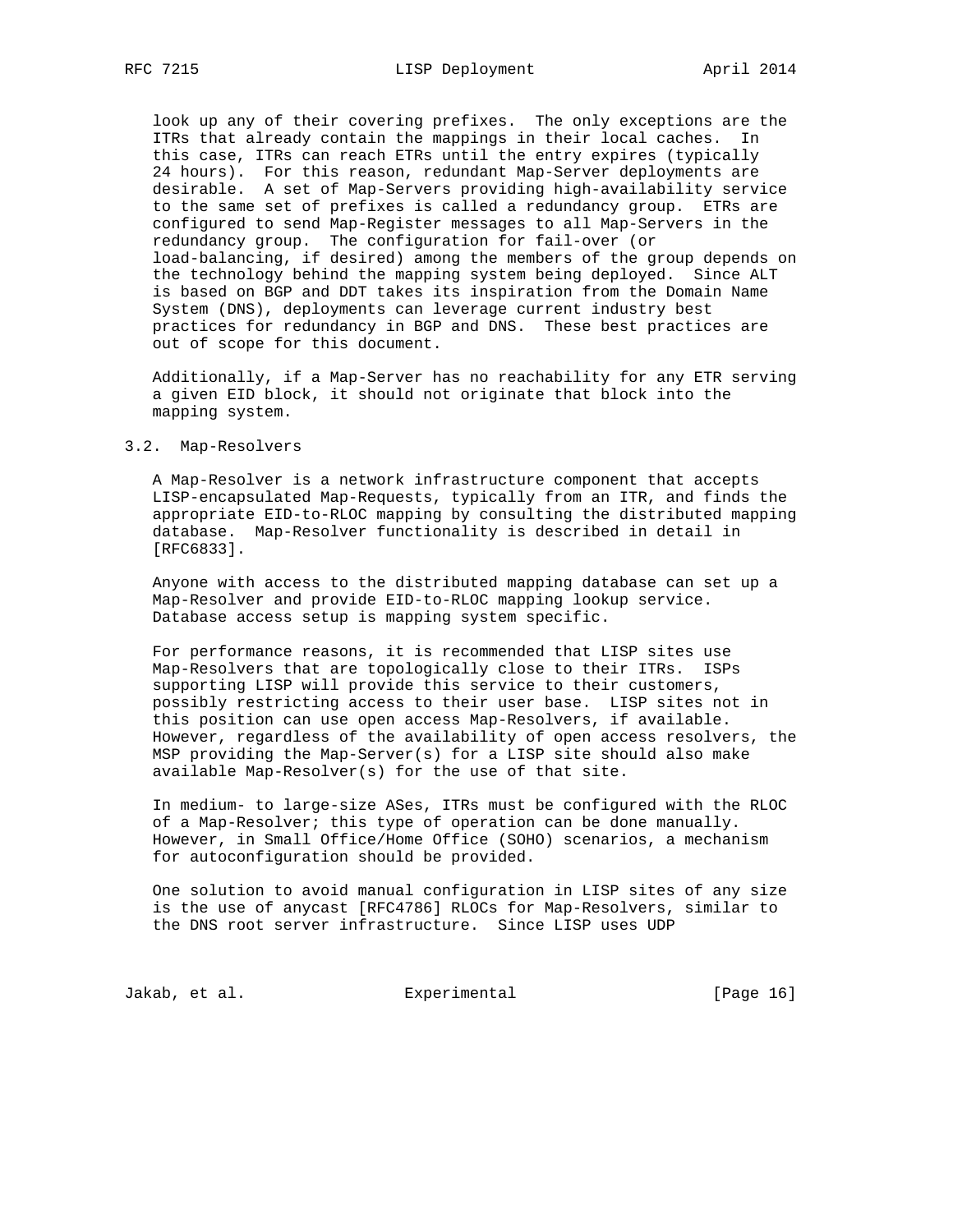look up any of their covering prefixes. The only exceptions are the ITRs that already contain the mappings in their local caches. In this case, ITRs can reach ETRs until the entry expires (typically 24 hours). For this reason, redundant Map-Server deployments are desirable. A set of Map-Servers providing high-availability service to the same set of prefixes is called a redundancy group. ETRs are configured to send Map-Register messages to all Map-Servers in the redundancy group. The configuration for fail-over (or load-balancing, if desired) among the members of the group depends on the technology behind the mapping system being deployed. Since ALT is based on BGP and DDT takes its inspiration from the Domain Name System (DNS), deployments can leverage current industry best practices for redundancy in BGP and DNS. These best practices are out of scope for this document.

Additionally, if a Map-Server has no reachability for any ETR serving a given EID block, it should not originate that block into the mapping system.

## 3.2. Map-Resolvers

A Map-Resolver is a network infrastructure component that accepts LISP-encapsulated Map-Requests, typically from an ITR, and finds the appropriate EID-to-RLOC mapping by consulting the distributed mapping database. Map-Resolver functionality is described in detail in [RFC6833].

Anyone with access to the distributed mapping database can set up a Map-Resolver and provide EID-to-RLOC mapping lookup service. Database access setup is mapping system specific.

For performance reasons, it is recommended that LISP sites use Map-Resolvers that are topologically close to their ITRs. ISPs supporting LISP will provide this service to their customers, possibly restricting access to their user base. LISP sites not in this position can use open access Map-Resolvers, if available. However, regardless of the availability of open access resolvers, the MSP providing the Map-Server(s) for a LISP site should also make available Map-Resolver(s) for the use of that site.

In medium- to large-size ASes, ITRs must be configured with the RLOC of a Map-Resolver; this type of operation can be done manually. However, in Small Office/Home Office (SOHO) scenarios, a mechanism for autoconfiguration should be provided.

One solution to avoid manual configuration in LISP sites of any size is the use of anycast [RFC4786] RLOCs for Map-Resolvers, similar to the DNS root server infrastructure. Since LISP uses UDP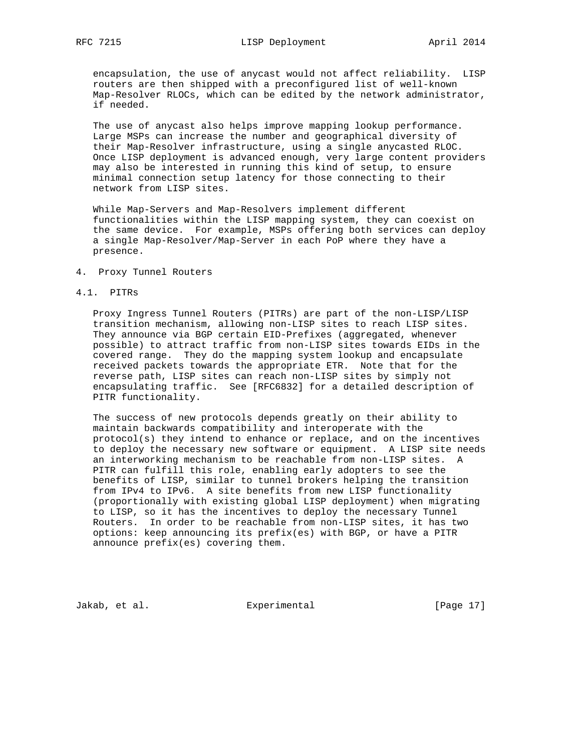encapsulation, the use of anycast would not affect reliability. LISP routers are then shipped with a preconfigured list of well-known Map-Resolver RLOCs, which can be edited by the network administrator, if needed.

The use of anycast also helps improve mapping lookup performance. Large MSPs can increase the number and geographical diversity of their Map-Resolver infrastructure, using a single anycasted RLOC. Once LISP deployment is advanced enough, very large content providers may also be interested in running this kind of setup, to ensure minimal connection setup latency for those connecting to their network from LISP sites.

While Map-Servers and Map-Resolvers implement different functionalities within the LISP mapping system, they can coexist on the same device. For example, MSPs offering both services can deploy a single Map-Resolver/Map-Server in each PoP where they have a presence.

## 4. Proxy Tunnel Routers

### 4.1. PITRs

Proxy Ingress Tunnel Routers (PITRs) are part of the non-LISP/LISP transition mechanism, allowing non-LISP sites to reach LISP sites. They announce via BGP certain EID-Prefixes (aggregated, whenever possible) to attract traffic from non-LISP sites towards EIDs in the covered range. They do the mapping system lookup and encapsulate received packets towards the appropriate ETR. Note that for the reverse path, LISP sites can reach non-LISP sites by simply not encapsulating traffic. See [RFC6832] for a detailed description of PITR functionality.

The success of new protocols depends greatly on their ability to maintain backwards compatibility and interoperate with the protocol(s) they intend to enhance or replace, and on the incentives to deploy the necessary new software or equipment. A LISP site needs an interworking mechanism to be reachable from non-LISP sites. A PITR can fulfill this role, enabling early adopters to see the benefits of LISP, similar to tunnel brokers helping the transition from IPv4 to IPv6. A site benefits from new LISP functionality (proportionally with existing global LISP deployment) when migrating to LISP, so it has the incentives to deploy the necessary Tunnel Routers. In order to be reachable from non-LISP sites, it has two options: keep announcing its prefix(es) with BGP, or have a PITR announce prefix(es) covering them.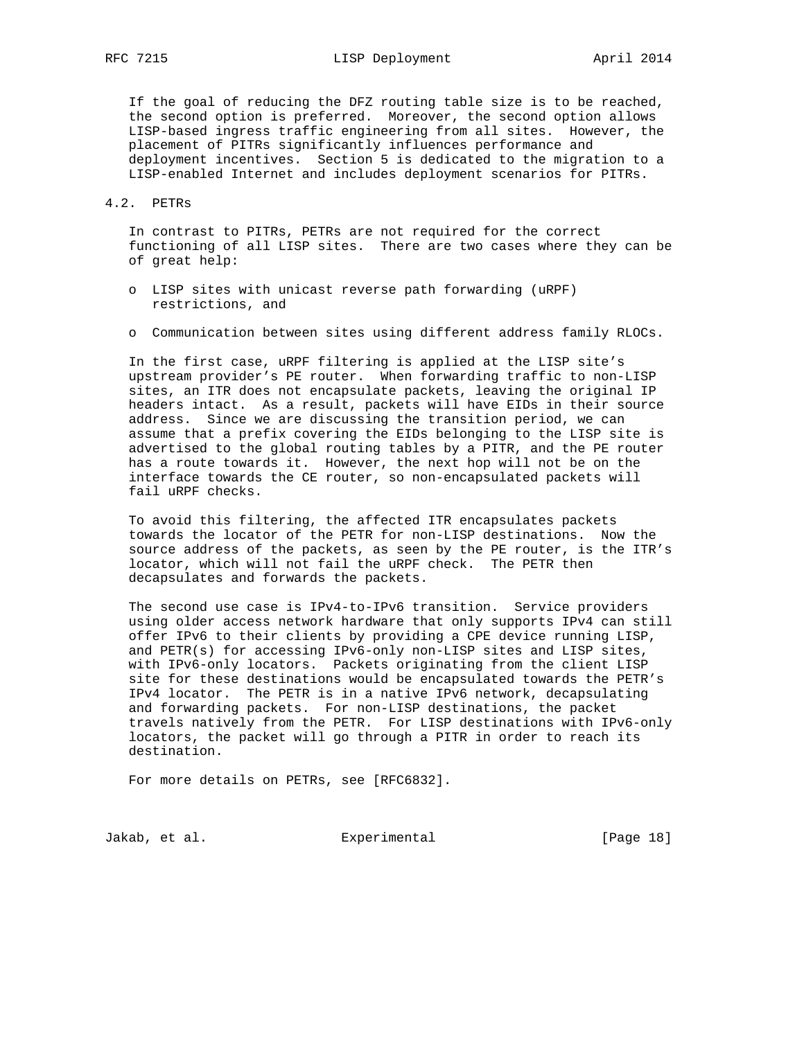If the goal of reducing the DFZ routing table size is to be reached, the second option is preferred. Moreover, the second option allows LISP-based ingress traffic engineering from all sites. However, the placement of PITRs significantly influences performance and deployment incentives. Section 5 is dedicated to the migration to a LISP-enabled Internet and includes deployment scenarios for PITRs.

## 4.2. PETRs

In contrast to PITRs, PETRs are not required for the correct functioning of all LISP sites. There are two cases where they can be of great help:

- LISP sites with unicast reverse path forwarding (uRPF) restrictions, and
- Communication between sites using different address family RLOCs.

In the first case, uRPF filtering is applied at the LISP site's upstream provider's PE router. When forwarding traffic to non-LISP sites, an ITR does not encapsulate packets, leaving the original IP headers intact. As a result, packets will have EIDs in their source address. Since we are discussing the transition period, we can assume that a prefix covering the EIDs belonging to the LISP site is advertised to the global routing tables by a PITR, and the PE router has a route towards it. However, the next hop will not be on the interface towards the CE router, so non-encapsulated packets will fail uRPF checks.

To avoid this filtering, the affected ITR encapsulates packets towards the locator of the PETR for non-LISP destinations. Now the source address of the packets, as seen by the PE router, is the ITR's locator, which will not fail the uRPF check. The PETR then decapsulates and forwards the packets.

The second use case is IPv4-to-IPv6 transition. Service providers using older access network hardware that only supports IPv4 can still offer IPv6 to their clients by providing a CPE device running LISP, and PETR(s) for accessing IPv6-only non-LISP sites and LISP sites, with IPv6-only locators. Packets originating from the client LISP site for these destinations would be encapsulated towards the PETR's IPv4 locator. The PETR is in a native IPv6 network, decapsulating and forwarding packets. For non-LISP destinations, the packet travels natively from the PETR. For LISP destinations with IPv6-only locators, the packet will go through a PITR in order to reach its destination.

For more details on PETRs, see [RFC6832].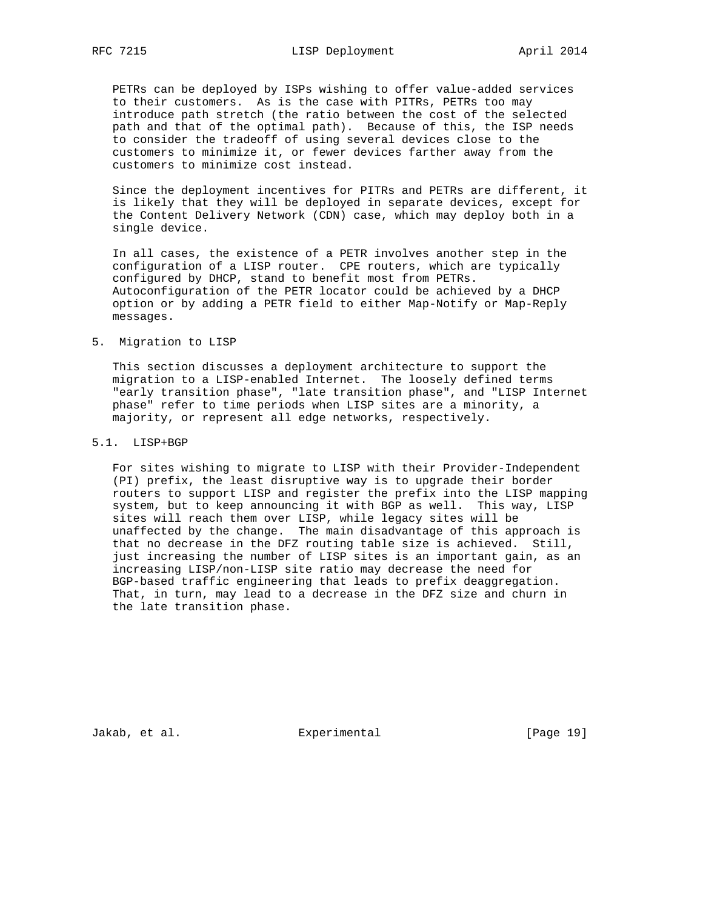PETRs can be deployed by ISPs wishing to offer value-added services to their customers. As is the case with PITRs, PETRs too may introduce path stretch (the ratio between the cost of the selected path and that of the optimal path). Because of this, the ISP needs to consider the tradeoff of using several devices close to the customers to minimize it, or fewer devices farther away from the customers to minimize cost instead.

Since the deployment incentives for PITRs and PETRs are different, it is likely that they will be deployed in separate devices, except for the Content Delivery Network (CDN) case, which may deploy both in a single device.

In all cases, the existence of a PETR involves another step in the configuration of a LISP router. CPE routers, which are typically configured by DHCP, stand to benefit most from PETRs. Autoconfiguration of the PETR locator could be achieved by a DHCP option or by adding a PETR field to either Map-Notify or Map-Reply messages.

## 5. Migration to LISP

This section discusses a deployment architecture to support the migration to a LISP-enabled Internet. The loosely defined terms "early transition phase", "late transition phase", and "LISP Internet phase" refer to time periods when LISP sites are a minority, a majority, or represent all edge networks, respectively.

### 5.1. LISP+BGP

For sites wishing to migrate to LISP with their Provider-Independent (PI) prefix, the least disruptive way is to upgrade their border routers to support LISP and register the prefix into the LISP mapping system, but to keep announcing it with BGP as well. This way, LISP sites will reach them over LISP, while legacy sites will be unaffected by the change. The main disadvantage of this approach is that no decrease in the DFZ routing table size is achieved. Still, just increasing the number of LISP sites is an important gain, as an increasing LISP/non-LISP site ratio may decrease the need for BGP-based traffic engineering that leads to prefix deaggregation. That, in turn, may lead to a decrease in the DFZ size and churn in the late transition phase.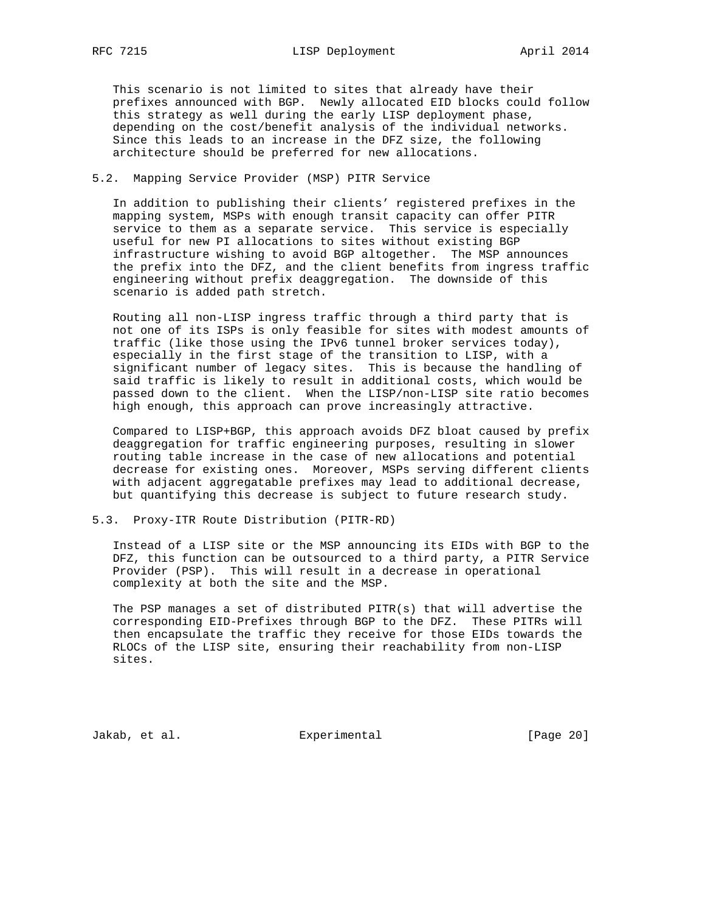This scenario is not limited to sites that already have their prefixes announced with BGP. Newly allocated EID blocks could follow this strategy as well during the early LISP deployment phase, depending on the cost/benefit analysis of the individual networks. Since this leads to an increase in the DFZ size, the following architecture should be preferred for new allocations.

### 5.2. Mapping Service Provider (MSP) PITR Service

In addition to publishing their clients' registered prefixes in the mapping system, MSPs with enough transit capacity can offer PITR service to them as a separate service. This service is especially useful for new PI allocations to sites without existing BGP infrastructure wishing to avoid BGP altogether. The MSP announces the prefix into the DFZ, and the client benefits from ingress traffic engineering without prefix deaggregation. The downside of this scenario is added path stretch.

Routing all non-LISP ingress traffic through a third party that is not one of its ISPs is only feasible for sites with modest amounts of traffic (like those using the IPv6 tunnel broker services today), especially in the first stage of the transition to LISP, with a significant number of legacy sites. This is because the handling of said traffic is likely to result in additional costs, which would be passed down to the client. When the LISP/non-LISP site ratio becomes high enough, this approach can prove increasingly attractive.

Compared to LISP+BGP, this approach avoids DFZ bloat caused by prefix deaggregation for traffic engineering purposes, resulting in slower routing table increase in the case of new allocations and potential decrease for existing ones. Moreover, MSPs serving different clients with adjacent aggregatable prefixes may lead to additional decrease, but quantifying this decrease is subject to future research study.

### 5.3. Proxy-ITR Route Distribution (PITR-RD)

Instead of a LISP site or the MSP announcing its EIDs with BGP to the DFZ, this function can be outsourced to a third party, a PITR Service Provider (PSP). This will result in a decrease in operational complexity at both the site and the MSP.

The PSP manages a set of distributed PITR(s) that will advertise the corresponding EID-Prefixes through BGP to the DFZ. These PITRs will then encapsulate the traffic they receive for those EIDs towards the RLOCs of the LISP site, ensuring their reachability from non-LISP sites.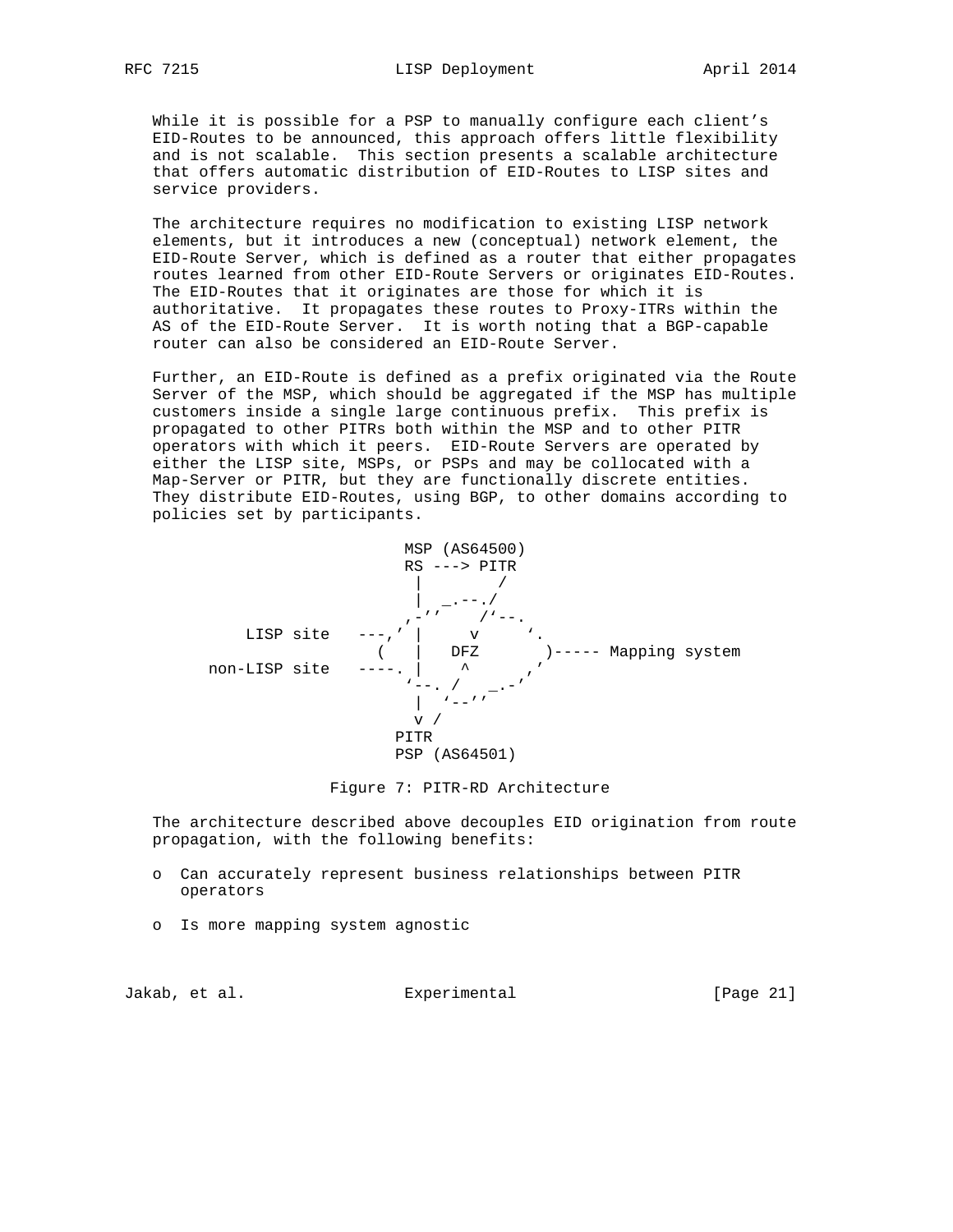While it is possible for a PSP to manually configure each client's EID-Routes to be announced, this approach offers little flexibility and is not scalable. This section presents a scalable architecture that offers automatic distribution of EID-Routes to LISP sites and service providers.

The architecture requires no modification to existing LISP network elements, but it introduces a new (conceptual) network element, the EID-Route Server, which is defined as a router that either propagates routes learned from other EID-Route Servers or originates EID-Routes. The EID-Routes that it originates are those for which it is authoritative. It propagates these routes to Proxy-ITRs within the AS of the EID-Route Server. It is worth noting that a BGP-capable router can also be considered an EID-Route Server.

Further, an EID-Route is defined as a prefix originated via the Route Server of the MSP, which should be aggregated if the MSP has multiple customers inside a single large continuous prefix. This prefix is propagated to other PITRs both within the MSP and to other PITR operators with which it peers. EID-Route Servers are operated by either the LISP site, MSPs, or PSPs and may be collocated with a Map-Server or PITR, but they are functionally discrete entities. They distribute EID-Routes, using BGP, to other domains according to policies set by participants.

```
                         MSP (AS64500)
                         RS ---> PITR
                          |        /
                          |  _.--./
                        ,-''    /'--.
       LISP site   ---,' |     v     '.
                      (   |   DFZ       )----- Mapping system
   non-LISP site   ----. |    ^       ,'
                        '--. /   _.-'
                          |  '--''
                          v /
                        PITR
                        PSP (AS64501)
```

Figure 7: PITR-RD Architecture

The architecture described above decouples EID origination from route propagation, with the following benefits:

- Can accurately represent business relationships between PITR operators
- Is more mapping system agnostic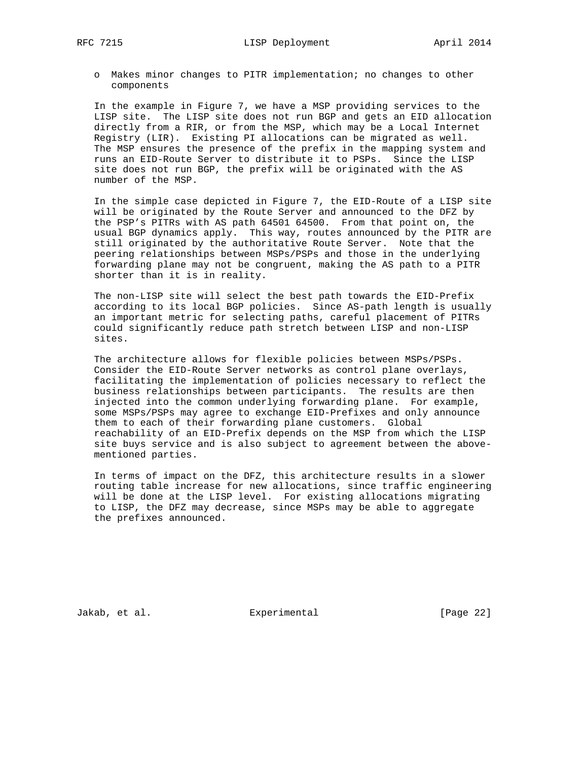- Makes minor changes to PITR implementation; no changes to other components

In the example in Figure 7, we have a MSP providing services to the LISP site. The LISP site does not run BGP and gets an EID allocation directly from a RIR, or from the MSP, which may be a Local Internet Registry (LIR). Existing PI allocations can be migrated as well. The MSP ensures the presence of the prefix in the mapping system and runs an EID-Route Server to distribute it to PSPs. Since the LISP site does not run BGP, the prefix will be originated with the AS number of the MSP.

In the simple case depicted in Figure 7, the EID-Route of a LISP site will be originated by the Route Server and announced to the DFZ by the PSP's PITRs with AS path 64501 64500. From that point on, the usual BGP dynamics apply. This way, routes announced by the PITR are still originated by the authoritative Route Server. Note that the peering relationships between MSPs/PSPs and those in the underlying forwarding plane may not be congruent, making the AS path to a PITR shorter than it is in reality.

The non-LISP site will select the best path towards the EID-Prefix according to its local BGP policies. Since AS-path length is usually an important metric for selecting paths, careful placement of PITRs could significantly reduce path stretch between LISP and non-LISP sites.

The architecture allows for flexible policies between MSPs/PSPs. Consider the EID-Route Server networks as control plane overlays, facilitating the implementation of policies necessary to reflect the business relationships between participants. The results are then injected into the common underlying forwarding plane. For example, some MSPs/PSPs may agree to exchange EID-Prefixes and only announce them to each of their forwarding plane customers. Global reachability of an EID-Prefix depends on the MSP from which the LISP site buys service and is also subject to agreement between the above-mentioned parties.

In terms of impact on the DFZ, this architecture results in a slower routing table increase for new allocations, since traffic engineering will be done at the LISP level. For existing allocations migrating to LISP, the DFZ may decrease, since MSPs may be able to aggregate the prefixes announced.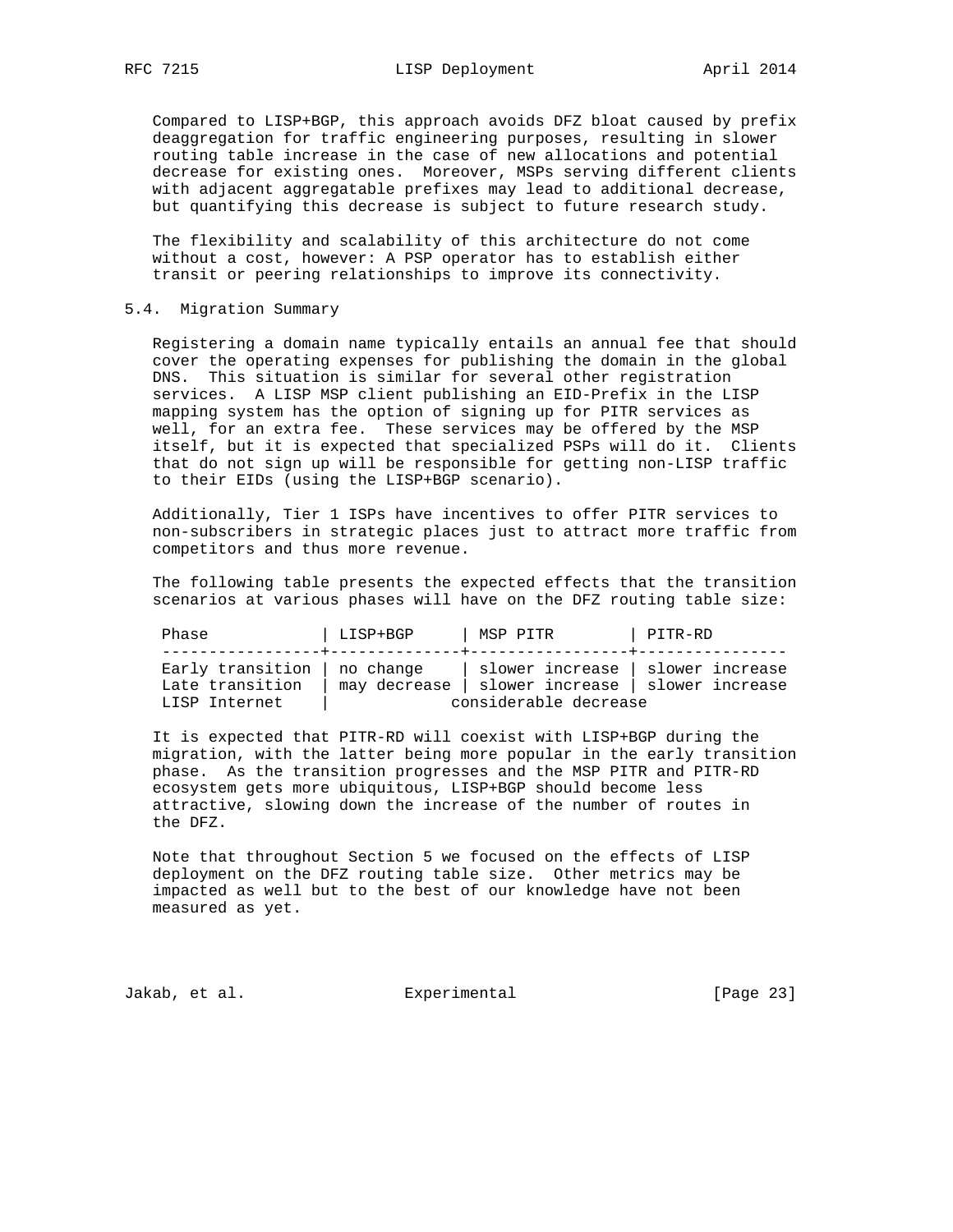Compared to LISP+BGP, this approach avoids DFZ bloat caused by prefix deaggregation for traffic engineering purposes, resulting in slower routing table increase in the case of new allocations and potential decrease for existing ones. Moreover, MSPs serving different clients with adjacent aggregatable prefixes may lead to additional decrease, but quantifying this decrease is subject to future research study.

The flexibility and scalability of this architecture do not come without a cost, however: A PSP operator has to establish either transit or peering relationships to improve its connectivity.

### 5.4. Migration Summary

Registering a domain name typically entails an annual fee that should cover the operating expenses for publishing the domain in the global DNS. This situation is similar for several other registration services. A LISP MSP client publishing an EID-Prefix in the LISP mapping system has the option of signing up for PITR services as well, for an extra fee. These services may be offered by the MSP itself, but it is expected that specialized PSPs will do it. Clients that do not sign up will be responsible for getting non-LISP traffic to their EIDs (using the LISP+BGP scenario).

Additionally, Tier 1 ISPs have incentives to offer PITR services to non-subscribers in strategic places just to attract more traffic from competitors and thus more revenue.

The following table presents the expected effects that the transition scenarios at various phases will have on the DFZ routing table size:

| Phase | LISP+BGP | MSP PITR | PITR-RD |
|---|---|---|---|
| Early transition | no change | slower increase | slower increase |
| Late transition | may decrease | slower increase | slower increase |
| LISP Internet | considerable decrease | | |

It is expected that PITR-RD will coexist with LISP+BGP during the migration, with the latter being more popular in the early transition phase. As the transition progresses and the MSP PITR and PITR-RD ecosystem gets more ubiquitous, LISP+BGP should become less attractive, slowing down the increase of the number of routes in the DFZ.

Note that throughout Section 5 we focused on the effects of LISP deployment on the DFZ routing table size. Other metrics may be impacted as well but to the best of our knowledge have not been measured as yet.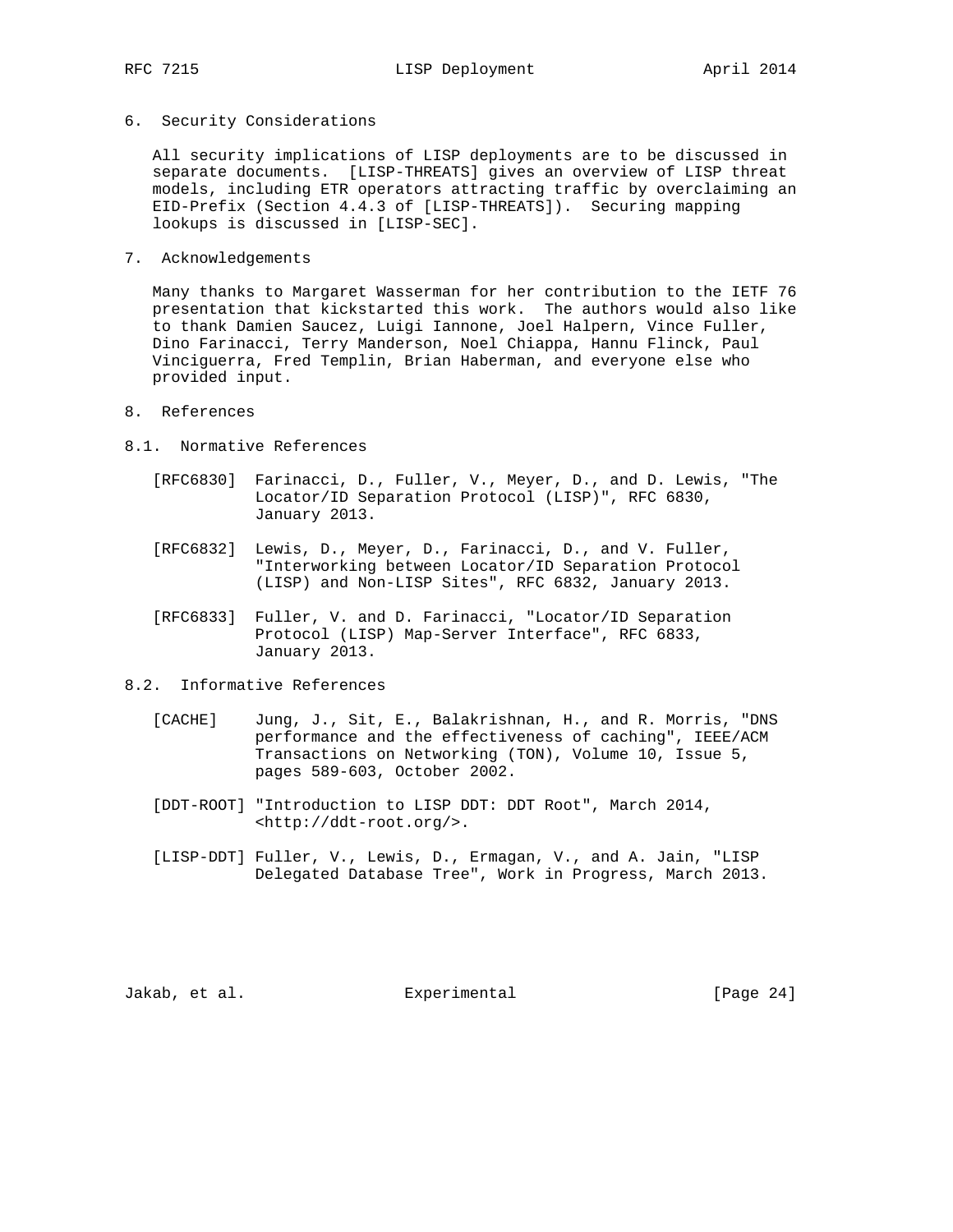## 6. Security Considerations

All security implications of LISP deployments are to be discussed in separate documents. [LISP-THREATS] gives an overview of LISP threat models, including ETR operators attracting traffic by overclaiming an EID-Prefix (Section 4.4.3 of [LISP-THREATS]). Securing mapping lookups is discussed in [LISP-SEC].

## 7. Acknowledgements

Many thanks to Margaret Wasserman for her contribution to the IETF 76 presentation that kickstarted this work. The authors would also like to thank Damien Saucez, Luigi Iannone, Joel Halpern, Vince Fuller, Dino Farinacci, Terry Manderson, Noel Chiappa, Hannu Flinck, Paul Vinciguerra, Fred Templin, Brian Haberman, and everyone else who provided input.

## 8. References

### 8.1. Normative References

[RFC6830] Farinacci, D., Fuller, V., Meyer, D., and D. Lewis, "The Locator/ID Separation Protocol (LISP)", RFC 6830, January 2013.

[RFC6832] Lewis, D., Meyer, D., Farinacci, D., and V. Fuller, "Interworking between Locator/ID Separation Protocol (LISP) and Non-LISP Sites", RFC 6832, January 2013.

[RFC6833] Fuller, V. and D. Farinacci, "Locator/ID Separation Protocol (LISP) Map-Server Interface", RFC 6833, January 2013.

### 8.2. Informative References

[CACHE] Jung, J., Sit, E., Balakrishnan, H., and R. Morris, "DNS performance and the effectiveness of caching", IEEE/ACM Transactions on Networking (TON), Volume 10, Issue 5, pages 589-603, October 2002.

[DDT-ROOT] "Introduction to LISP DDT: DDT Root", March 2014, <http://ddt-root.org/>.

[LISP-DDT] Fuller, V., Lewis, D., Ermagan, V., and A. Jain, "LISP Delegated Database Tree", Work in Progress, March 2013.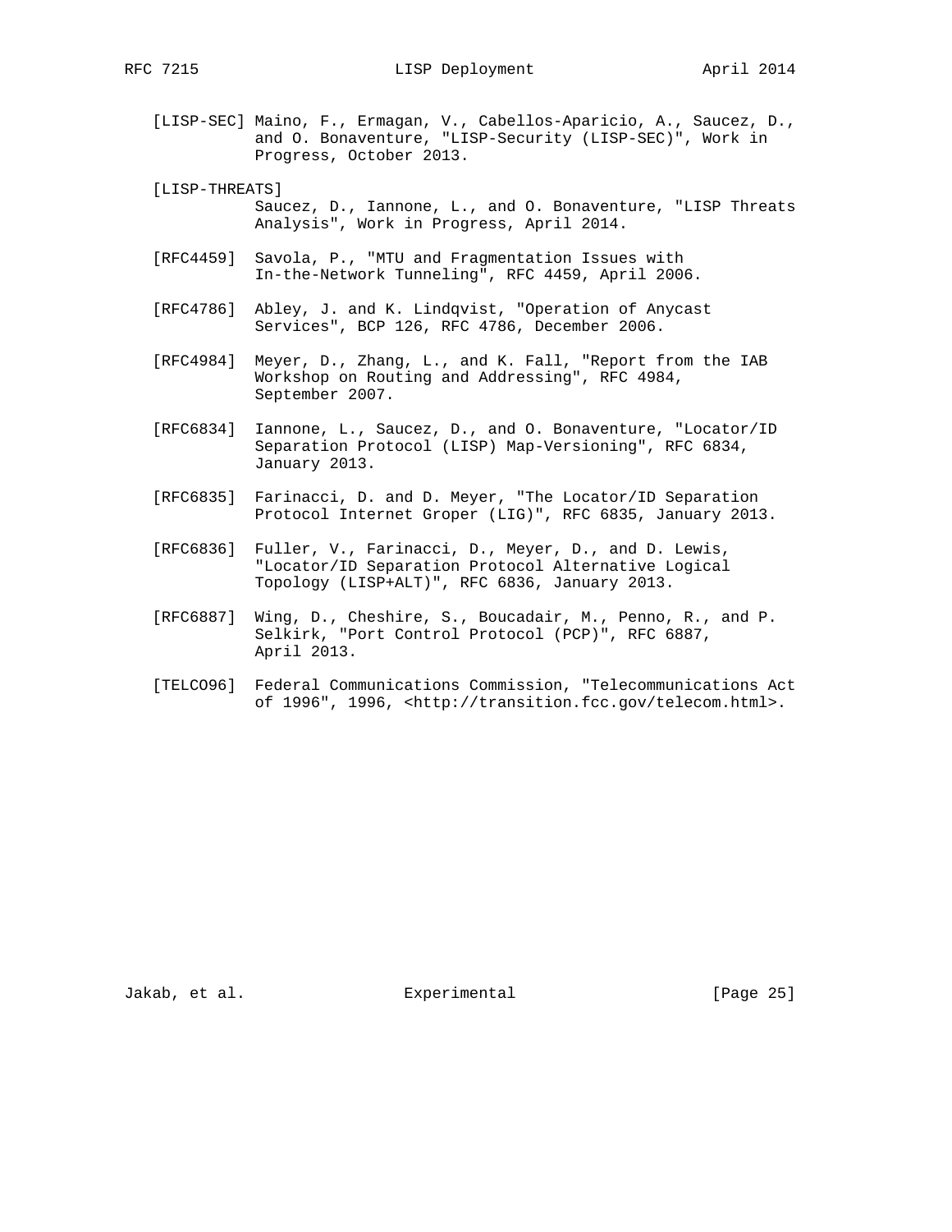[LISP-SEC] Maino, F., Ermagan, V., Cabellos-Aparicio, A., Saucez, D., and O. Bonaventure, "LISP-Security (LISP-SEC)", Work in Progress, October 2013.

[LISP-THREATS] Saucez, D., Iannone, L., and O. Bonaventure, "LISP Threats Analysis", Work in Progress, April 2014.

[RFC4459] Savola, P., "MTU and Fragmentation Issues with In-the-Network Tunneling", RFC 4459, April 2006.

[RFC4786] Abley, J. and K. Lindqvist, "Operation of Anycast Services", BCP 126, RFC 4786, December 2006.

[RFC4984] Meyer, D., Zhang, L., and K. Fall, "Report from the IAB Workshop on Routing and Addressing", RFC 4984, September 2007.

[RFC6834] Iannone, L., Saucez, D., and O. Bonaventure, "Locator/ID Separation Protocol (LISP) Map-Versioning", RFC 6834, January 2013.

[RFC6835] Farinacci, D. and D. Meyer, "The Locator/ID Separation Protocol Internet Groper (LIG)", RFC 6835, January 2013.

[RFC6836] Fuller, V., Farinacci, D., Meyer, D., and D. Lewis, "Locator/ID Separation Protocol Alternative Logical Topology (LISP+ALT)", RFC 6836, January 2013.

[RFC6887] Wing, D., Cheshire, S., Boucadair, M., Penno, R., and P. Selkirk, "Port Control Protocol (PCP)", RFC 6887, April 2013.

[TELCO96] Federal Communications Commission, "Telecommunications Act of 1996", 1996, <http://transition.fcc.gov/telecom.html>.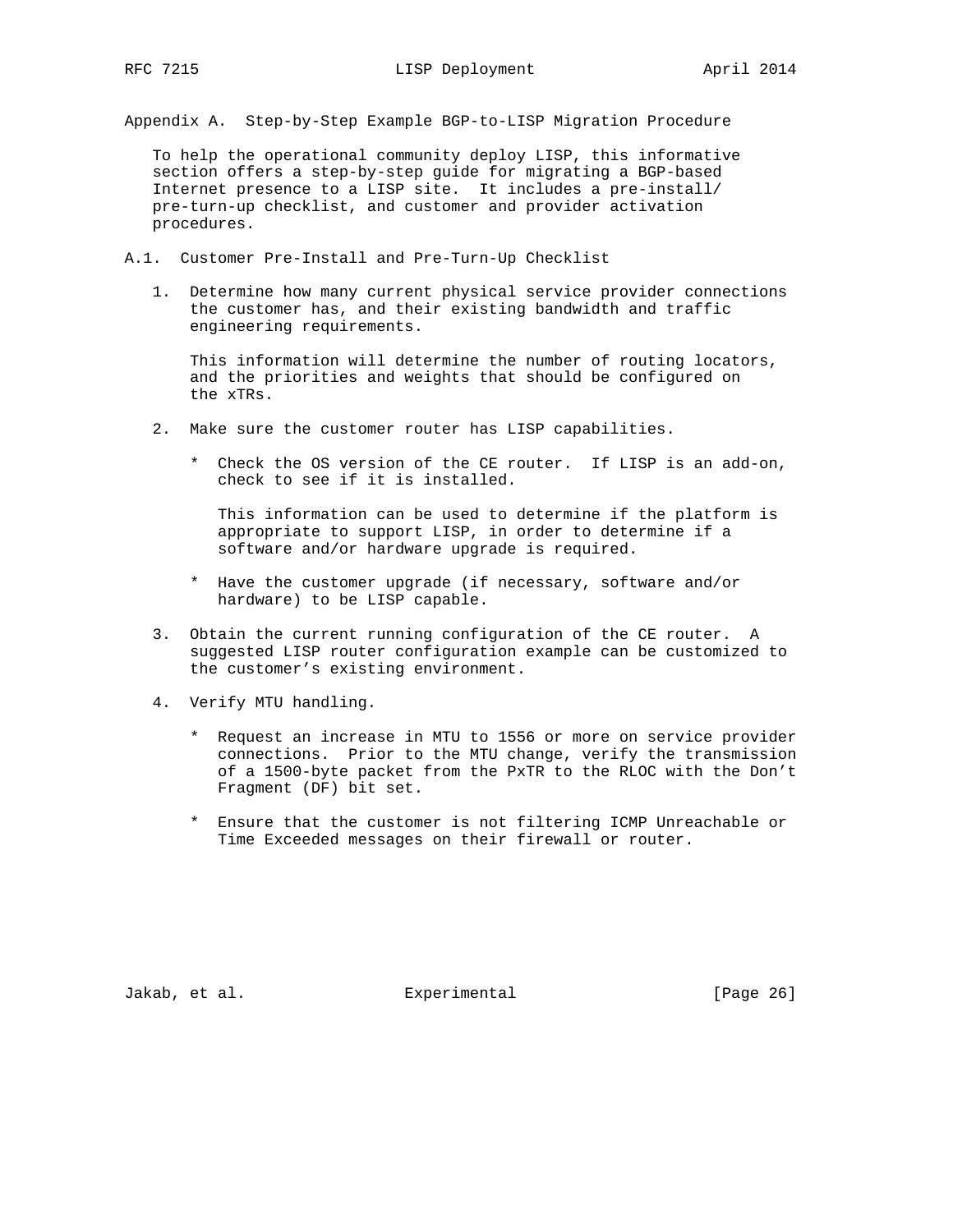## Appendix A. Step-by-Step Example BGP-to-LISP Migration Procedure

To help the operational community deploy LISP, this informative section offers a step-by-step guide for migrating a BGP-based Internet presence to a LISP site. It includes a pre-install/pre-turn-up checklist, and customer and provider activation procedures.

### A.1. Customer Pre-Install and Pre-Turn-Up Checklist

1. Determine how many current physical service provider connections the customer has, and their existing bandwidth and traffic engineering requirements.

   This information will determine the number of routing locators, and the priorities and weights that should be configured on the xTRs.

2. Make sure the customer router has LISP capabilities.

   * Check the OS version of the CE router. If LISP is an add-on, check to see if it is installed.

     This information can be used to determine if the platform is appropriate to support LISP, in order to determine if a software and/or hardware upgrade is required.

   * Have the customer upgrade (if necessary, software and/or hardware) to be LISP capable.

3. Obtain the current running configuration of the CE router. A suggested LISP router configuration example can be customized to the customer's existing environment.

4. Verify MTU handling.

   * Request an increase in MTU to 1556 or more on service provider connections. Prior to the MTU change, verify the transmission of a 1500-byte packet from the PxTR to the RLOC with the Don't Fragment (DF) bit set.

   * Ensure that the customer is not filtering ICMP Unreachable or Time Exceeded messages on their firewall or router.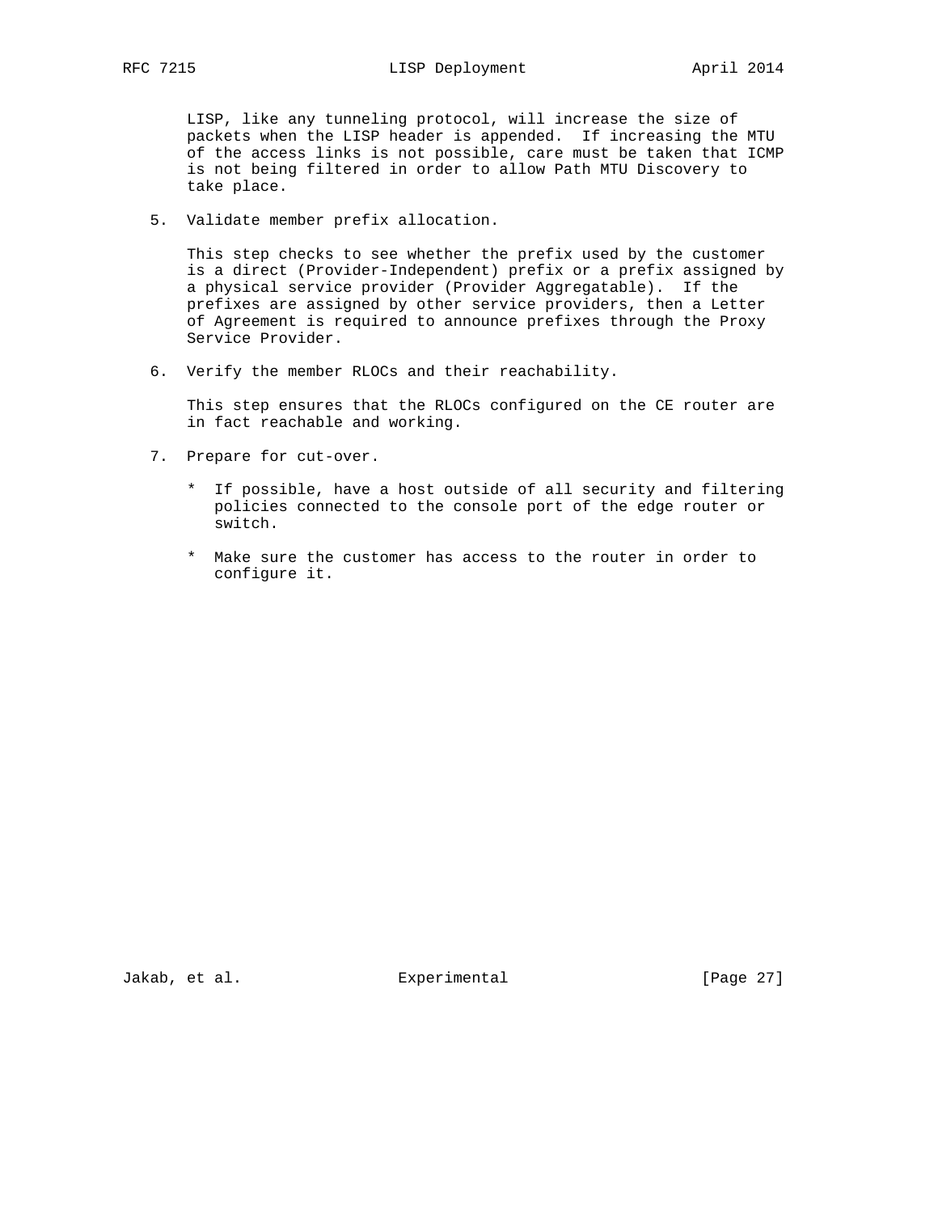LISP, like any tunneling protocol, will increase the size of packets when the LISP header is appended. If increasing the MTU of the access links is not possible, care must be taken that ICMP is not being filtered in order to allow Path MTU Discovery to take place.

5. Validate member prefix allocation.

   This step checks to see whether the prefix used by the customer is a direct (Provider-Independent) prefix or a prefix assigned by a physical service provider (Provider Aggregatable). If the prefixes are assigned by other service providers, then a Letter of Agreement is required to announce prefixes through the Proxy Service Provider.

6. Verify the member RLOCs and their reachability.

   This step ensures that the RLOCs configured on the CE router are in fact reachable and working.

7. Prepare for cut-over.

   * If possible, have a host outside of all security and filtering policies connected to the console port of the edge router or switch.

   * Make sure the customer has access to the router in order to configure it.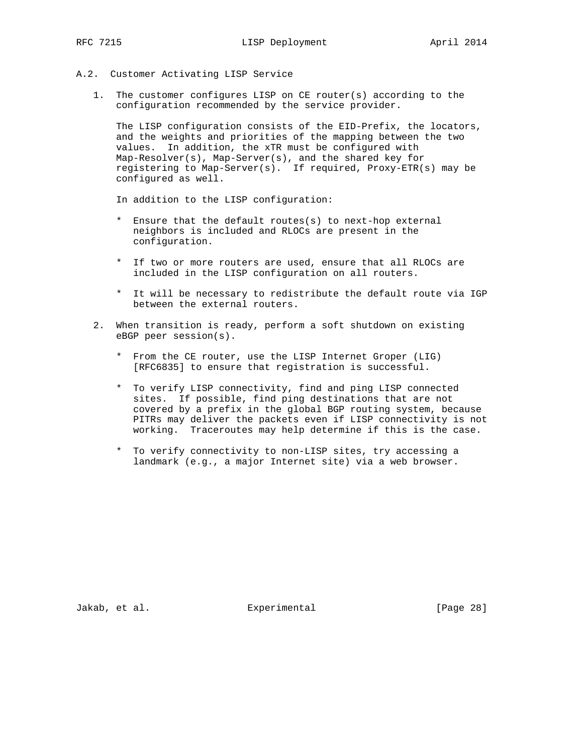### A.2. Customer Activating LISP Service

1. The customer configures LISP on CE router(s) according to the configuration recommended by the service provider.

   The LISP configuration consists of the EID-Prefix, the locators, and the weights and priorities of the mapping between the two values. In addition, the xTR must be configured with Map-Resolver(s), Map-Server(s), and the shared key for registering to Map-Server(s). If required, Proxy-ETR(s) may be configured as well.

   In addition to the LISP configuration:

   * Ensure that the default routes(s) to next-hop external neighbors is included and RLOCs are present in the configuration.

   * If two or more routers are used, ensure that all RLOCs are included in the LISP configuration on all routers.

   * It will be necessary to redistribute the default route via IGP between the external routers.

2. When transition is ready, perform a soft shutdown on existing eBGP peer session(s).

   * From the CE router, use the LISP Internet Groper (LIG) [RFC6835] to ensure that registration is successful.

   * To verify LISP connectivity, find and ping LISP connected sites. If possible, find ping destinations that are not covered by a prefix in the global BGP routing system, because PITRs may deliver the packets even if LISP connectivity is not working. Traceroutes may help determine if this is the case.

   * To verify connectivity to non-LISP sites, try accessing a landmark (e.g., a major Internet site) via a web browser.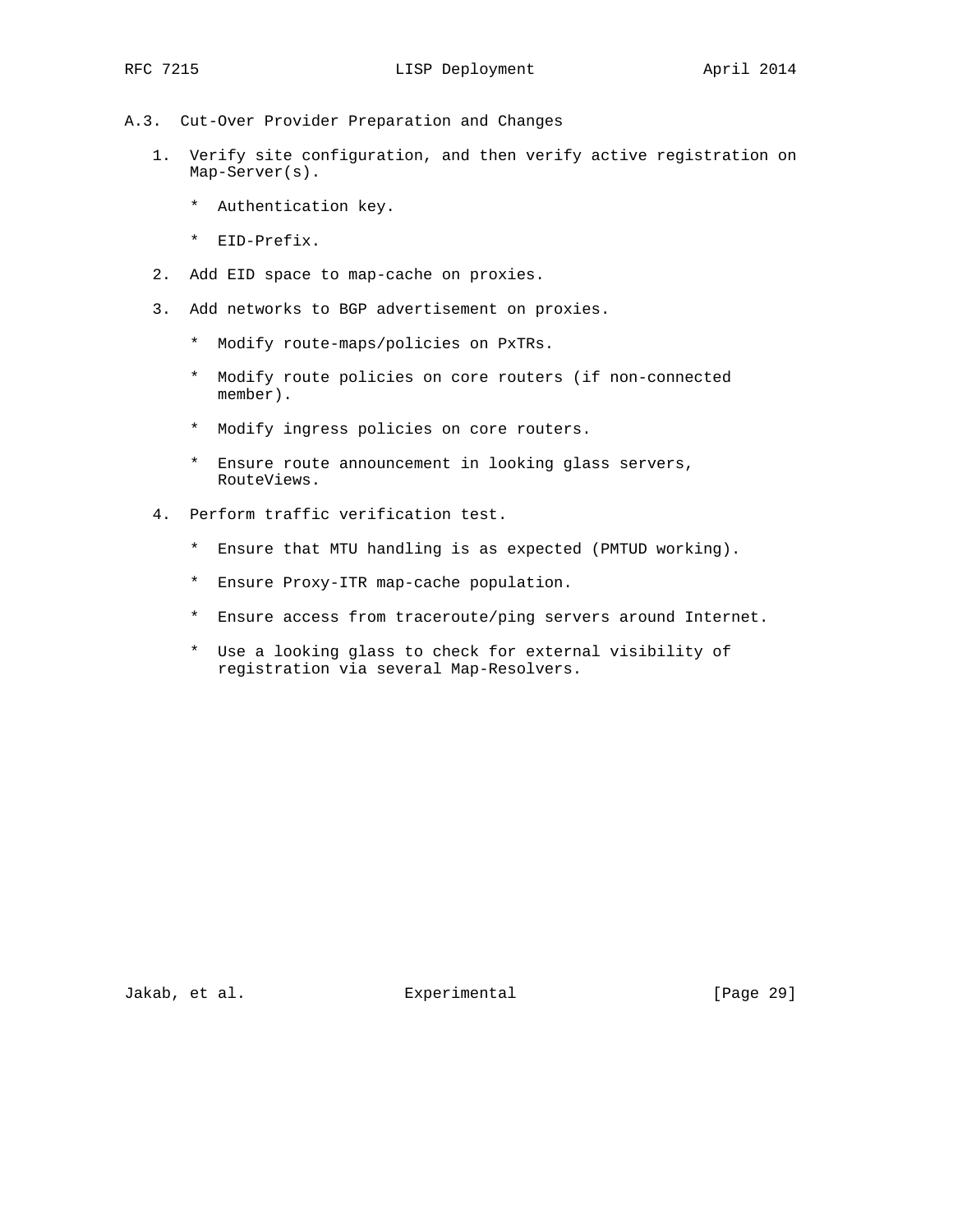### A.3. Cut-Over Provider Preparation and Changes

1. Verify site configuration, and then verify active registration on Map-Server(s).

   * Authentication key.

   * EID-Prefix.

2. Add EID space to map-cache on proxies.

3. Add networks to BGP advertisement on proxies.

   * Modify route-maps/policies on PxTRs.

   * Modify route policies on core routers (if non-connected member).

   * Modify ingress policies on core routers.

   * Ensure route announcement in looking glass servers, RouteViews.

4. Perform traffic verification test.

   * Ensure that MTU handling is as expected (PMTUD working).

   * Ensure Proxy-ITR map-cache population.

   * Ensure access from traceroute/ping servers around Internet.

   * Use a looking glass to check for external visibility of registration via several Map-Resolvers.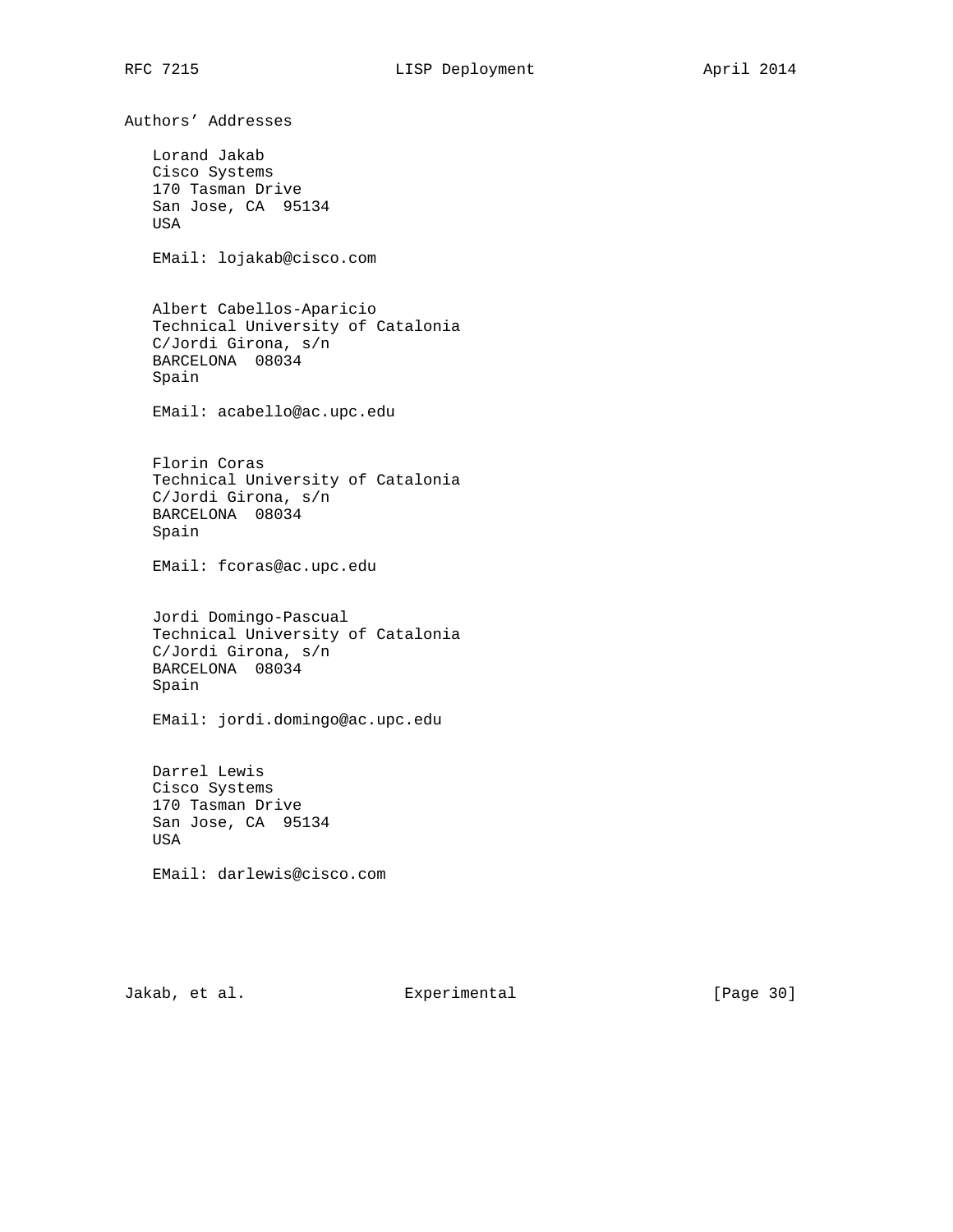## Authors' Addresses

Lorand Jakab
Cisco Systems
170 Tasman Drive
San Jose, CA  95134
USA

EMail: lojakab@cisco.com

Albert Cabellos-Aparicio
Technical University of Catalonia
C/Jordi Girona, s/n
BARCELONA  08034
Spain

EMail: acabello@ac.upc.edu

Florin Coras
Technical University of Catalonia
C/Jordi Girona, s/n
BARCELONA  08034
Spain

EMail: fcoras@ac.upc.edu

Jordi Domingo-Pascual
Technical University of Catalonia
C/Jordi Girona, s/n
BARCELONA  08034
Spain

EMail: jordi.domingo@ac.upc.edu

Darrel Lewis
Cisco Systems
170 Tasman Drive
San Jose, CA  95134
USA

EMail: darlewis@cisco.com